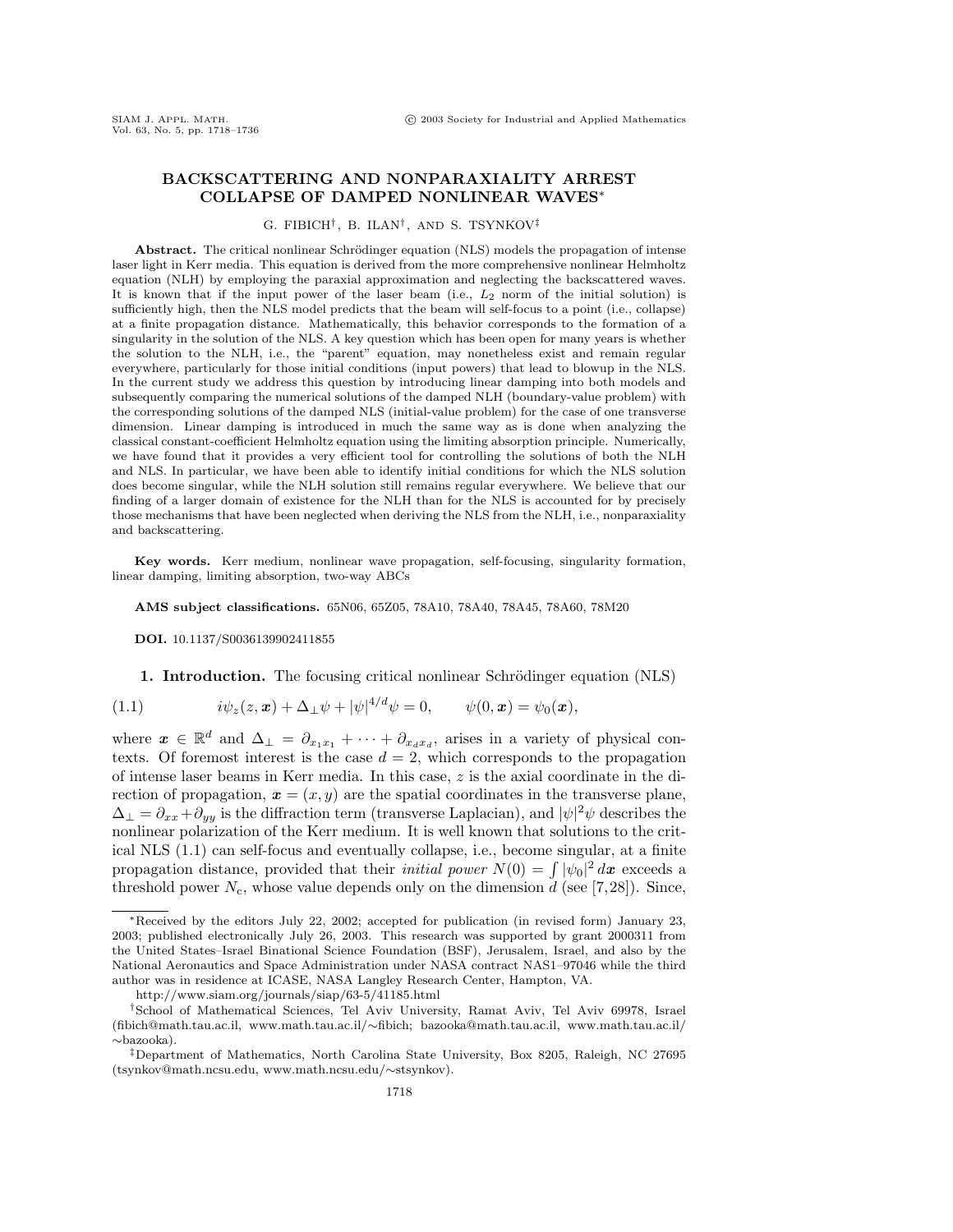# BACKSCATTERING AND NONPARAXIALITY ARREST COLLAPSE OF DAMPED NONLINEAR WAVES*

G. FIBICH†, B. ILAN†, AND S. TSYNKOV‡

**Abstract.** The critical nonlinear Schrödinger equation (NLS) models the propagation of intense laser light in Kerr media. This equation is derived from the more comprehensive nonlinear Helmholtz equation (NLH) by employing the paraxial approximation and neglecting the backscattered waves. It is known that if the input power of the laser beam (i.e., $L_2$ norm of the initial solution) is sufficiently high, then the NLS model predicts that the beam will self-focus to a point (i.e., collapse) at a finite propagation distance. Mathematically, this behavior corresponds to the formation of a singularity in the solution of the NLS. A key question which has been open for many years is whether the solution to the NLH, i.e., the "parent" equation, may nonetheless exist and remain regular everywhere, particularly for those initial conditions (input powers) that lead to blowup in the NLS. In the current study we address this question by introducing linear damping into both models and subsequently comparing the numerical solutions of the damped NLH (boundary-value problem) with the corresponding solutions of the damped NLS (initial-value problem) for the case of one transverse dimension. Linear damping is introduced in much the same way as is done when analyzing the classical constant-coefficient Helmholtz equation using the limiting absorption principle. Numerically, we have found that it provides a very efficient tool for controlling the solutions of both the NLH and NLS. In particular, we have been able to identify initial conditions for which the NLS solution does become singular, while the NLH solution still remains regular everywhere. We believe that our finding of a larger domain of existence for the NLH than for the NLS is accounted for by precisely those mechanisms that have been neglected when deriving the NLS from the NLH, i.e., nonparaxiality and backscattering.

**Key words.** Kerr medium, nonlinear wave propagation, self-focusing, singularity formation, linear damping, limiting absorption, two-way ABCs

**AMS subject classifications.** 65N06, 65Z05, 78A10, 78A40, 78A45, 78A60, 78M20

**DOI.** 10.1137/S0036139902411855

## 1. Introduction.

The focusing critical nonlinear Schrödinger equation (NLS)

$$i\psi_z(z, \boldsymbol{x}) + \Delta_\perp \psi + |\psi|^{4/d}\psi = 0, \qquad \psi(0, \boldsymbol{x}) = \psi_0(\boldsymbol{x}), \tag{1.1}$$

where $\boldsymbol{x} \in \mathbb{R}^d$ and $\Delta_\perp = \partial_{x_1 x_1} + \cdots + \partial_{x_d x_d}$, arises in a variety of physical contexts. Of foremost interest is the case $d = 2$, which corresponds to the propagation of intense laser beams in Kerr media. In this case, $z$ is the axial coordinate in the direction of propagation, $\boldsymbol{x} = (x, y)$ are the spatial coordinates in the transverse plane, $\Delta_\perp = \partial_{xx} + \partial_{yy}$ is the diffraction term (transverse Laplacian), and $|\psi|^2\psi$ describes the nonlinear polarization of the Kerr medium. It is well known that solutions to the critical NLS (1.1) can self-focus and eventually collapse, i.e., become singular, at a finite propagation distance, provided that their *initial power* $N(0) = \int |\psi_0|^2 \, d\boldsymbol{x}$ exceeds a threshold power $N_c$, whose value depends only on the dimension $d$ (see [7,28]). Since,

---

*Received by the editors July 22, 2002; accepted for publication (in revised form) January 23, 2003; published electronically July 26, 2003. This research was supported by grant 2000311 from the United States–Israel Binational Science Foundation (BSF), Jerusalem, Israel, and also by the National Aeronautics and Space Administration under NASA contract NAS1–97046 while the third author was in residence at ICASE, NASA Langley Research Center, Hampton, VA.

http://www.siam.org/journals/siap/63-5/41185.html

†School of Mathematical Sciences, Tel Aviv University, Ramat Aviv, Tel Aviv 69978, Israel (fibich@math.tau.ac.il, www.math.tau.ac.il/∼fibich; bazooka@math.tau.ac.il, www.math.tau.ac.il/∼bazooka).

‡Department of Mathematics, North Carolina State University, Box 8205, Raleigh, NC 27695 (tsynkov@math.ncsu.edu, www.math.ncsu.edu/∼stsynkov).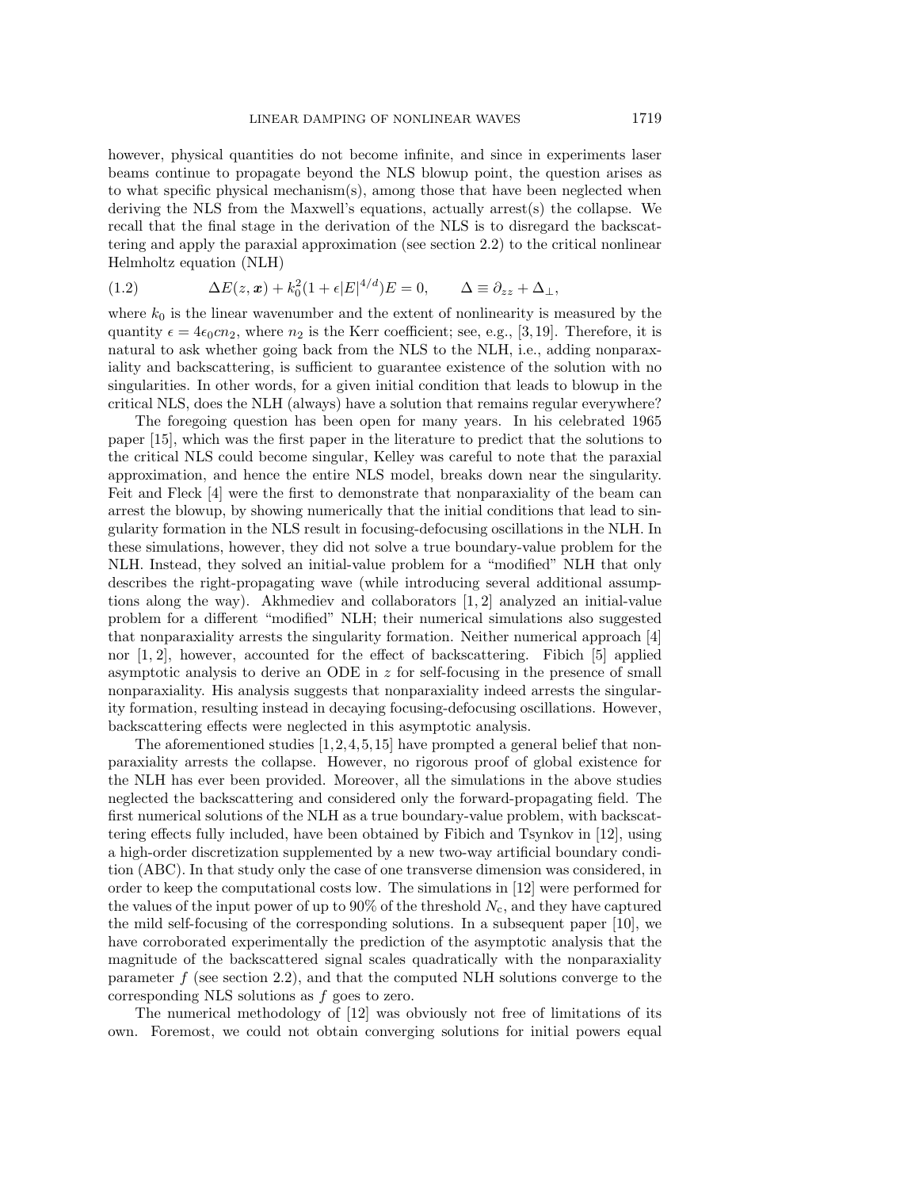however, physical quantities do not become infinite, and since in experiments laser beams continue to propagate beyond the NLS blowup point, the question arises as to what specific physical mechanism(s), among those that have been neglected when deriving the NLS from the Maxwell's equations, actually arrest(s) the collapse. We recall that the final stage in the derivation of the NLS is to disregard the backscattering and apply the paraxial approximation (see section 2.2) to the critical nonlinear Helmholtz equation (NLH)

$$\Delta E(z, \boldsymbol{x}) + k_0^2(1 + \epsilon|E|^{4/d})E = 0, \qquad \Delta \equiv \partial_{zz} + \Delta_\perp, \tag{1.2}$$

where $k_0$ is the linear wavenumber and the extent of nonlinearity is measured by the quantity $\epsilon = 4\epsilon_0 c n_2$, where $n_2$ is the Kerr coefficient; see, e.g., [3, 19]. Therefore, it is natural to ask whether going back from the NLS to the NLH, i.e., adding nonparaxiality and backscattering, is sufficient to guarantee existence of the solution with no singularities. In other words, for a given initial condition that leads to blowup in the critical NLS, does the NLH (always) have a solution that remains regular everywhere?

The foregoing question has been open for many years. In his celebrated 1965 paper [15], which was the first paper in the literature to predict that the solutions to the critical NLS could become singular, Kelley was careful to note that the paraxial approximation, and hence the entire NLS model, breaks down near the singularity. Feit and Fleck [4] were the first to demonstrate that nonparaxiality of the beam can arrest the blowup, by showing numerically that the initial conditions that lead to singularity formation in the NLS result in focusing-defocusing oscillations in the NLH. In these simulations, however, they did not solve a true boundary-value problem for the NLH. Instead, they solved an initial-value problem for a "modified" NLH that only describes the right-propagating wave (while introducing several additional assumptions along the way). Akhmediev and collaborators [1, 2] analyzed an initial-value problem for a different "modified" NLH; their numerical simulations also suggested that nonparaxiality arrests the singularity formation. Neither numerical approach [4] nor [1, 2], however, accounted for the effect of backscattering. Fibich [5] applied asymptotic analysis to derive an ODE in $z$ for self-focusing in the presence of small nonparaxiality. His analysis suggests that nonparaxiality indeed arrests the singularity formation, resulting instead in decaying focusing-defocusing oscillations. However, backscattering effects were neglected in this asymptotic analysis.

The aforementioned studies [1, 2, 4, 5, 15] have prompted a general belief that nonparaxiality arrests the collapse. However, no rigorous proof of global existence for the NLH has ever been provided. Moreover, all the simulations in the above studies neglected the backscattering and considered only the forward-propagating field. The first numerical solutions of the NLH as a true boundary-value problem, with backscattering effects fully included, have been obtained by Fibich and Tsynkov in [12], using a high-order discretization supplemented by a new two-way artificial boundary condition (ABC). In that study only the case of one transverse dimension was considered, in order to keep the computational costs low. The simulations in [12] were performed for the values of the input power of up to 90% of the threshold $N_c$, and they have captured the mild self-focusing of the corresponding solutions. In a subsequent paper [10], we have corroborated experimentally the prediction of the asymptotic analysis that the magnitude of the backscattered signal scales quadratically with the nonparaxiality parameter $f$ (see section 2.2), and that the computed NLH solutions converge to the corresponding NLS solutions as $f$ goes to zero.

The numerical methodology of [12] was obviously not free of limitations of its own. Foremost, we could not obtain converging solutions for initial powers equal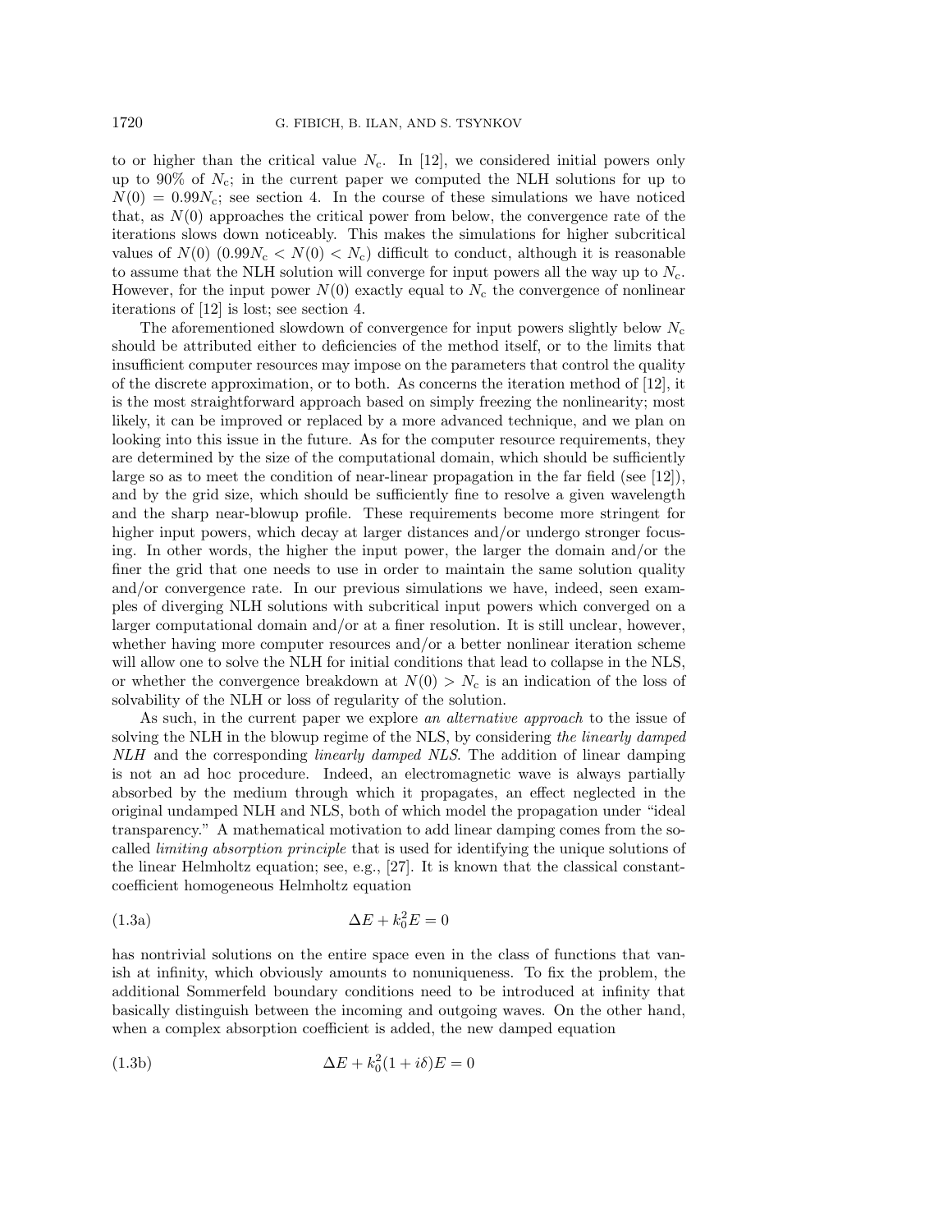to or higher than the critical value $N_c$. In [12], we considered initial powers only up to 90% of $N_c$; in the current paper we computed the NLH solutions for up to $N(0) = 0.99N_c$; see section 4. In the course of these simulations we have noticed that, as $N(0)$ approaches the critical power from below, the convergence rate of the iterations slows down noticeably. This makes the simulations for higher subcritical values of $N(0)$ $(0.99N_c < N(0) < N_c)$ difficult to conduct, although it is reasonable to assume that the NLH solution will converge for input powers all the way up to $N_c$. However, for the input power $N(0)$ exactly equal to $N_c$ the convergence of nonlinear iterations of [12] is lost; see section 4.

The aforementioned slowdown of convergence for input powers slightly below $N_c$ should be attributed either to deficiencies of the method itself, or to the limits that insufficient computer resources may impose on the parameters that control the quality of the discrete approximation, or to both. As concerns the iteration method of [12], it is the most straightforward approach based on simply freezing the nonlinearity; most likely, it can be improved or replaced by a more advanced technique, and we plan on looking into this issue in the future. As for the computer resource requirements, they are determined by the size of the computational domain, which should be sufficiently large so as to meet the condition of near-linear propagation in the far field (see [12]), and by the grid size, which should be sufficiently fine to resolve a given wavelength and the sharp near-blowup profile. These requirements become more stringent for higher input powers, which decay at larger distances and/or undergo stronger focusing. In other words, the higher the input power, the larger the domain and/or the finer the grid that one needs to use in order to maintain the same solution quality and/or convergence rate. In our previous simulations we have, indeed, seen examples of diverging NLH solutions with subcritical input powers which converged on a larger computational domain and/or at a finer resolution. It is still unclear, however, whether having more computer resources and/or a better nonlinear iteration scheme will allow one to solve the NLH for initial conditions that lead to collapse in the NLS, or whether the convergence breakdown at $N(0) > N_c$ is an indication of the loss of solvability of the NLH or loss of regularity of the solution.

As such, in the current paper we explore *an alternative approach* to the issue of solving the NLH in the blowup regime of the NLS, by considering *the linearly damped NLH* and the corresponding *linearly damped NLS*. The addition of linear damping is not an ad hoc procedure. Indeed, an electromagnetic wave is always partially absorbed by the medium through which it propagates, an effect neglected in the original undamped NLH and NLS, both of which model the propagation under "ideal transparency." A mathematical motivation to add linear damping comes from the so-called *limiting absorption principle* that is used for identifying the unique solutions of the linear Helmholtz equation; see, e.g., [27]. It is known that the classical constant-coefficient homogeneous Helmholtz equation

$$\Delta E + k_0^2 E = 0 \tag{1.3a}$$

has nontrivial solutions on the entire space even in the class of functions that vanish at infinity, which obviously amounts to nonuniqueness. To fix the problem, the additional Sommerfeld boundary conditions need to be introduced at infinity that basically distinguish between the incoming and outgoing waves. On the other hand, when a complex absorption coefficient is added, the new damped equation

$$\Delta E + k_0^2(1 + i\delta)E = 0 \tag{1.3b}$$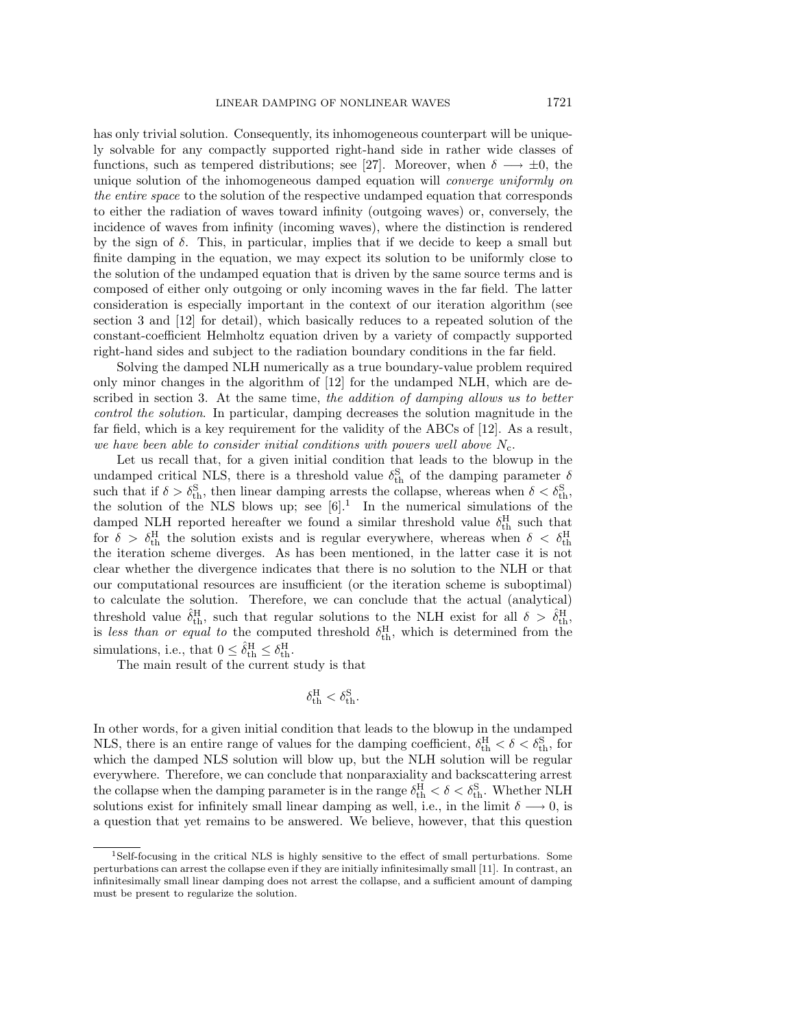has only trivial solution. Consequently, its inhomogeneous counterpart will be uniquely solvable for any compactly supported right-hand side in rather wide classes of functions, such as tempered distributions; see [27]. Moreover, when $\delta \longrightarrow \pm 0$, the unique solution of the inhomogeneous damped equation will *converge uniformly on the entire space* to the solution of the respective undamped equation that corresponds to either the radiation of waves toward infinity (outgoing waves) or, conversely, the incidence of waves from infinity (incoming waves), where the distinction is rendered by the sign of $\delta$. This, in particular, implies that if we decide to keep a small but finite damping in the equation, we may expect its solution to be uniformly close to the solution of the undamped equation that is driven by the same source terms and is composed of either only outgoing or only incoming waves in the far field. The latter consideration is especially important in the context of our iteration algorithm (see section 3 and [12] for detail), which basically reduces to a repeated solution of the constant-coefficient Helmholtz equation driven by a variety of compactly supported right-hand sides and subject to the radiation boundary conditions in the far field.

Solving the damped NLH numerically as a true boundary-value problem required only minor changes in the algorithm of [12] for the undamped NLH, which are described in section 3. At the same time, *the addition of damping allows us to better control the solution*. In particular, damping decreases the solution magnitude in the far field, which is a key requirement for the validity of the ABCs of [12]. As a result, *we have been able to consider initial conditions with powers well above* $N_c$.

Let us recall that, for a given initial condition that leads to the blowup in the undamped critical NLS, there is a threshold value $\delta_{\text{th}}^{\text{S}}$ of the damping parameter $\delta$ such that if $\delta > \delta_{\text{th}}^{\text{S}}$, then linear damping arrests the collapse, whereas when $\delta < \delta_{\text{th}}^{\text{S}}$, the solution of the NLS blows up; see [6].[1] In the numerical simulations of the damped NLH reported hereafter we found a similar threshold value $\delta_{\text{th}}^{\text{H}}$ such that for $\delta > \delta_{\text{th}}^{\text{H}}$ the solution exists and is regular everywhere, whereas when $\delta < \delta_{\text{th}}^{\text{H}}$ the iteration scheme diverges. As has been mentioned, in the latter case it is not clear whether the divergence indicates that there is no solution to the NLH or that our computational resources are insufficient (or the iteration scheme is suboptimal) to calculate the solution. Therefore, we can conclude that the actual (analytical) threshold value $\hat{\delta}_{\text{th}}^{\text{H}}$, such that regular solutions to the NLH exist for all $\delta > \hat{\delta}_{\text{th}}^{\text{H}}$, is *less than or equal to* the computed threshold $\delta_{\text{th}}^{\text{H}}$, which is determined from the simulations, i.e., that $0 \le \hat{\delta}_{\text{th}}^{\text{H}} \le \delta_{\text{th}}^{\text{H}}$.

The main result of the current study is that

$$\delta_{\text{th}}^{\text{H}} < \delta_{\text{th}}^{\text{S}}.$$

In other words, for a given initial condition that leads to the blowup in the undamped NLS, there is an entire range of values for the damping coefficient, $\delta_{\text{th}}^{\text{H}} < \delta < \delta_{\text{th}}^{\text{S}}$, for which the damped NLS solution will blow up, but the NLH solution will be regular everywhere. Therefore, we can conclude that nonparaxiality and backscattering arrest the collapse when the damping parameter is in the range $\delta_{\text{th}}^{\text{H}} < \delta < \delta_{\text{th}}^{\text{S}}$. Whether NLH solutions exist for infinitely small linear damping as well, i.e., in the limit $\delta \longrightarrow 0$, is a question that yet remains to be answered. We believe, however, that this question

[1] Self-focusing in the critical NLS is highly sensitive to the effect of small perturbations. Some perturbations can arrest the collapse even if they are initially infinitesimally small [11]. In contrast, an infinitesimally small linear damping does not arrest the collapse, and a sufficient amount of damping must be present to regularize the solution.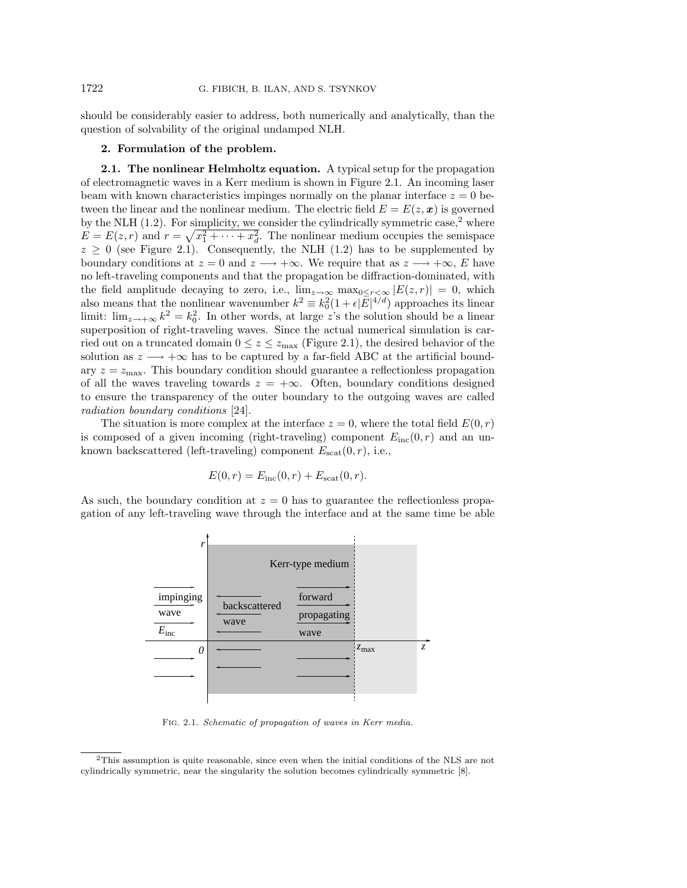should be considerably easier to address, both numerically and analytically, than the question of solvability of the original undamped NLH.

## 2. Formulation of the problem.

**2.1. The nonlinear Helmholtz equation.** A typical setup for the propagation of electromagnetic waves in a Kerr medium is shown in Figure 2.1. An incoming laser beam with known characteristics impinges normally on the planar interface $z = 0$ between the linear and the nonlinear medium. The electric field $E = E(z, \boldsymbol{x})$ is governed by the NLH (1.2). For simplicity, we consider the cylindrically symmetric case,[2] where $E = E(z, r)$ and $r = \sqrt{x_1^2 + \cdots + x_d^2}$. The nonlinear medium occupies the semispace $z \geq 0$ (see Figure 2.1). Consequently, the NLH (1.2) has to be supplemented by boundary conditions at $z = 0$ and $z \longrightarrow +\infty$. We require that as $z \longrightarrow +\infty$, $E$ have no left-traveling components and that the propagation be diffraction-dominated, with the field amplitude decaying to zero, i.e., $\lim_{z\to\infty} \max_{0 \leq r < \infty} |E(z, r)| = 0$, which also means that the nonlinear wavenumber $k^2 \equiv k_0^2(1 + \epsilon|E|^{4/d})$ approaches its linear limit: $\lim_{z\to+\infty} k^2 = k_0^2$. In other words, at large $z$'s the solution should be a linear superposition of right-traveling waves. Since the actual numerical simulation is carried out on a truncated domain $0 \leq z \leq z_{\max}$ (Figure 2.1), the desired behavior of the solution as $z \longrightarrow +\infty$ has to be captured by a far-field ABC at the artificial boundary $z = z_{\max}$. This boundary condition should guarantee a reflectionless propagation of all the waves traveling towards $z = +\infty$. Often, boundary conditions designed to ensure the transparency of the outer boundary to the outgoing waves are called *radiation boundary conditions* [24].

The situation is more complex at the interface $z = 0$, where the total field $E(0, r)$ is composed of a given incoming (right-traveling) component $E_{\text{inc}}(0, r)$ and an unknown backscattered (left-traveling) component $E_{\text{scat}}(0, r)$, i.e.,

$$E(0, r) = E_{\text{inc}}(0, r) + E_{\text{scat}}(0, r).$$

As such, the boundary condition at $z = 0$ has to guarantee the reflectionless propagation of any left-traveling wave through the interface and at the same time be able

Fig. 2.1. *Schematic of propagation of waves in Kerr media.*

[2]This assumption is quite reasonable, since even when the initial conditions of the NLS are not cylindrically symmetric, near the singularity the solution becomes cylindrically symmetric [8].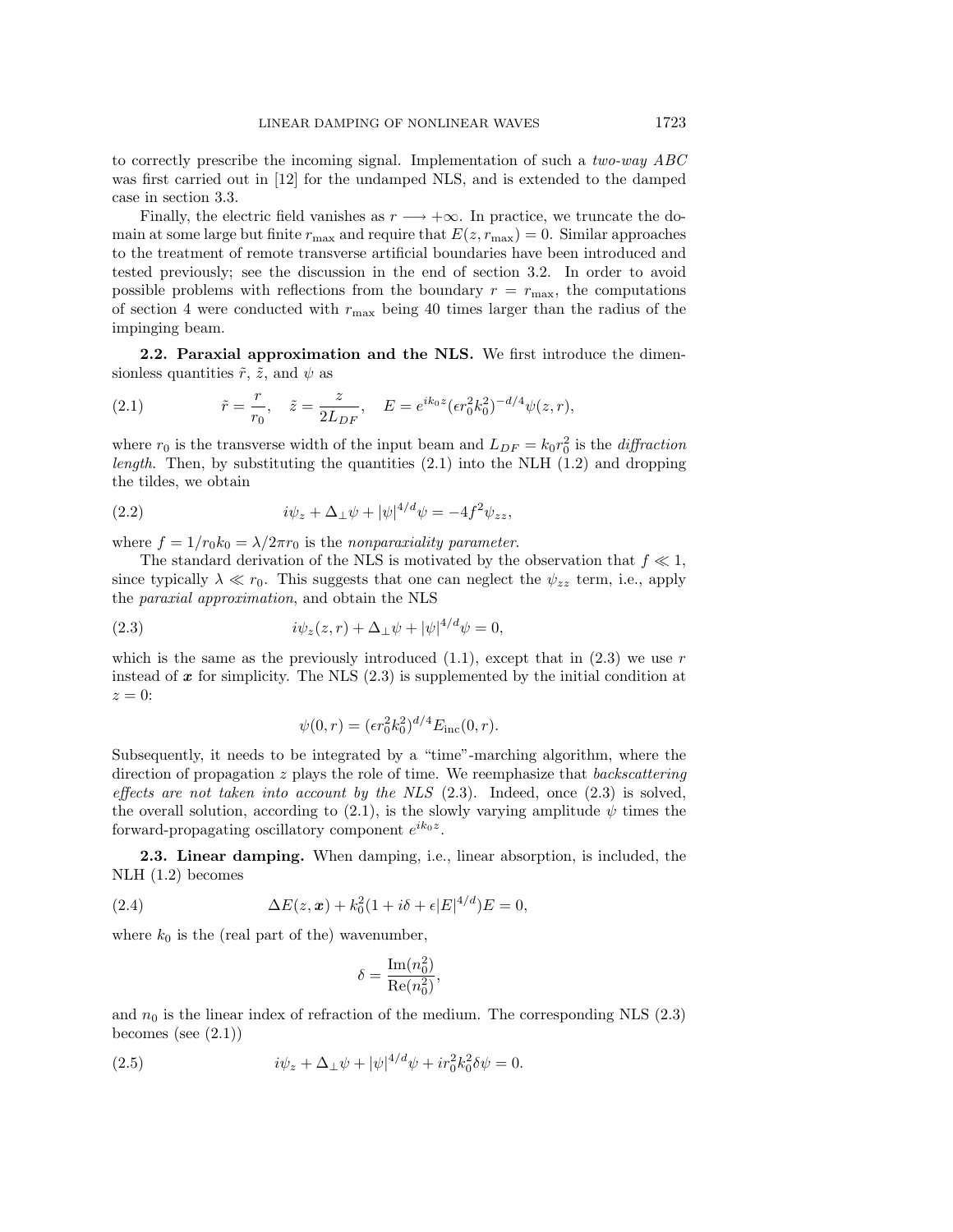to correctly prescribe the incoming signal. Implementation of such a *two-way ABC* was first carried out in [12] for the undamped NLS, and is extended to the damped case in section 3.3.

Finally, the electric field vanishes as $r \longrightarrow +\infty$. In practice, we truncate the domain at some large but finite $r_{\max}$ and require that $E(z, r_{\max}) = 0$. Similar approaches to the treatment of remote transverse artificial boundaries have been introduced and tested previously; see the discussion in the end of section 3.2. In order to avoid possible problems with reflections from the boundary $r = r_{\max}$, the computations of section 4 were conducted with $r_{\max}$ being 40 times larger than the radius of the impinging beam.

**2.2. Paraxial approximation and the NLS.** We first introduce the dimensionless quantities $\tilde{r}$, $\tilde{z}$, and $\psi$ as

$$\tilde{r} = \frac{r}{r_0}, \quad \tilde{z} = \frac{z}{2L_{DF}}, \quad E = e^{ik_0 z}(\epsilon r_0^2 k_0^2)^{-d/4}\psi(z, r), \tag{2.1}$$

where $r_0$ is the transverse width of the input beam and $L_{DF} = k_0 r_0^2$ is the *diffraction length*. Then, by substituting the quantities (2.1) into the NLH (1.2) and dropping the tildes, we obtain

$$i\psi_z + \Delta_\perp \psi + |\psi|^{4/d}\psi = -4f^2\psi_{zz}, \tag{2.2}$$

where $f = 1/r_0 k_0 = \lambda/2\pi r_0$ is the *nonparaxiality parameter*.

The standard derivation of the NLS is motivated by the observation that $f \ll 1$, since typically $\lambda \ll r_0$. This suggests that one can neglect the $\psi_{zz}$ term, i.e., apply the *paraxial approximation*, and obtain the NLS

$$i\psi_z(z, r) + \Delta_\perp \psi + |\psi|^{4/d}\psi = 0, \tag{2.3}$$

which is the same as the previously introduced (1.1), except that in (2.3) we use $r$ instead of $\boldsymbol{x}$ for simplicity. The NLS (2.3) is supplemented by the initial condition at $z = 0$:

$$\psi(0, r) = (\epsilon r_0^2 k_0^2)^{d/4} E_{\text{inc}}(0, r).$$

Subsequently, it needs to be integrated by a "time"-marching algorithm, where the direction of propagation $z$ plays the role of time. We reemphasize that *backscattering effects are not taken into account by the NLS* (2.3). Indeed, once (2.3) is solved, the overall solution, according to (2.1), is the slowly varying amplitude $\psi$ times the forward-propagating oscillatory component $e^{ik_0 z}$.

**2.3. Linear damping.** When damping, i.e., linear absorption, is included, the NLH (1.2) becomes

$$\Delta E(z, \boldsymbol{x}) + k_0^2(1 + i\delta + \epsilon|E|^{4/d})E = 0, \tag{2.4}$$

where $k_0$ is the (real part of the) wavenumber,

$$\delta = \frac{\text{Im}(n_0^2)}{\text{Re}(n_0^2)},$$

and $n_0$ is the linear index of refraction of the medium. The corresponding NLS (2.3) becomes (see (2.1))

$$i\psi_z + \Delta_\perp \psi + |\psi|^{4/d}\psi + ir_0^2 k_0^2 \delta \psi = 0. \tag{2.5}$$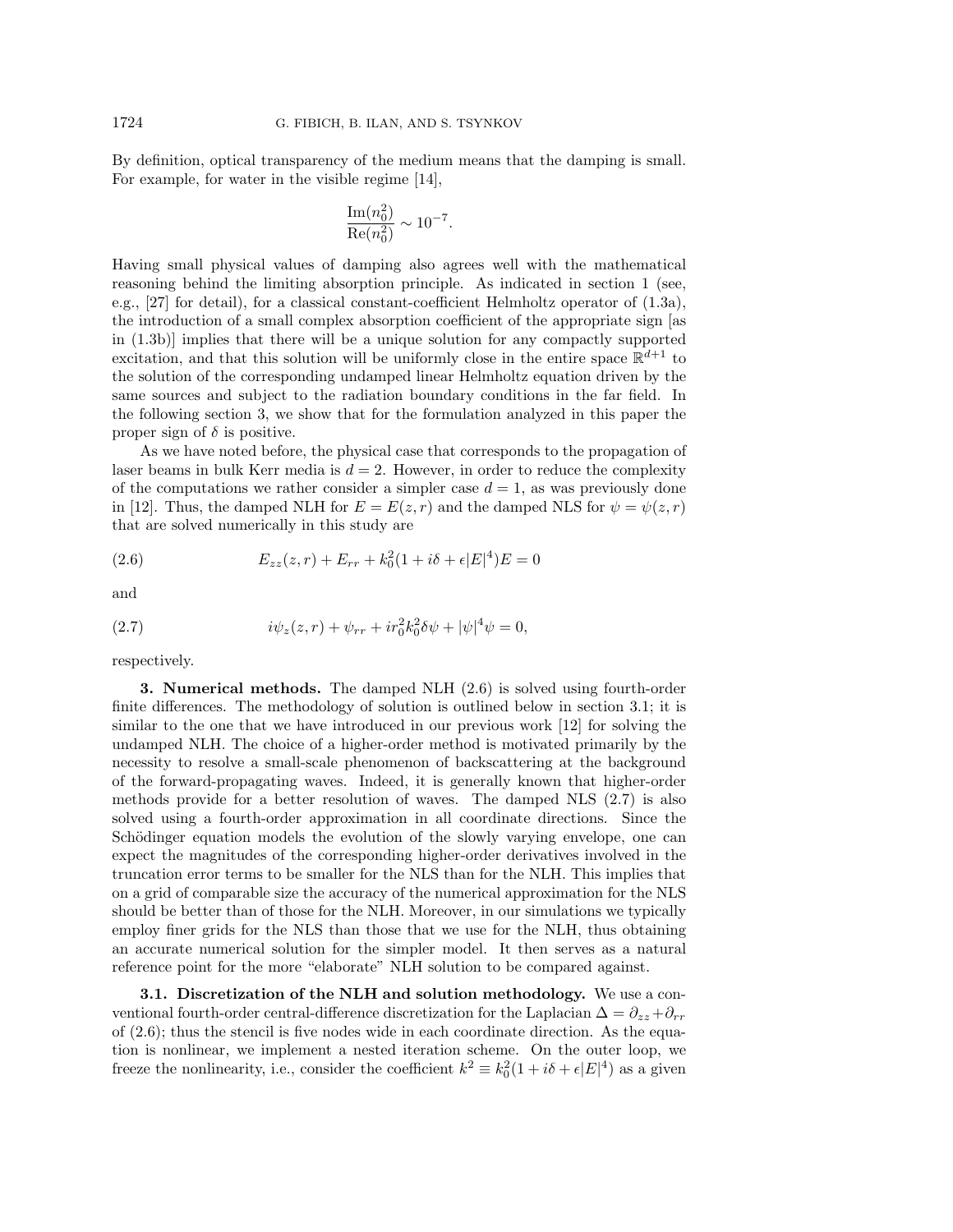By definition, optical transparency of the medium means that the damping is small. For example, for water in the visible regime [14],

$$\frac{\mathrm{Im}(n_0^2)}{\mathrm{Re}(n_0^2)} \sim 10^{-7}.$$

Having small physical values of damping also agrees well with the mathematical reasoning behind the limiting absorption principle. As indicated in section 1 (see, e.g., [27] for detail), for a classical constant-coefficient Helmholtz operator of (1.3a), the introduction of a small complex absorption coefficient of the appropriate sign [as in (1.3b)] implies that there will be a unique solution for any compactly supported excitation, and that this solution will be uniformly close in the entire space $\mathbb{R}^{d+1}$ to the solution of the corresponding undamped linear Helmholtz equation driven by the same sources and subject to the radiation boundary conditions in the far field. In the following section 3, we show that for the formulation analyzed in this paper the proper sign of $\delta$ is positive.

As we have noted before, the physical case that corresponds to the propagation of laser beams in bulk Kerr media is $d = 2$. However, in order to reduce the complexity of the computations we rather consider a simpler case $d = 1$, as was previously done in [12]. Thus, the damped NLH for $E = E(z, r)$ and the damped NLS for $\psi = \psi(z, r)$ that are solved numerically in this study are

$$E_{zz}(z, r) + E_{rr} + k_0^2(1 + i\delta + \epsilon|E|^4)E = 0 \tag{2.6}$$

and

$$i\psi_z(z, r) + \psi_{rr} + ir_0^2k_0^2\delta\psi + |\psi|^4\psi = 0, \tag{2.7}$$

respectively.

## 3. Numerical methods.

The damped NLH (2.6) is solved using fourth-order finite differences. The methodology of solution is outlined below in section 3.1; it is similar to the one that we have introduced in our previous work [12] for solving the undamped NLH. The choice of a higher-order method is motivated primarily by the necessity to resolve a small-scale phenomenon of backscattering at the background of the forward-propagating waves. Indeed, it is generally known that higher-order methods provide for a better resolution of waves. The damped NLS (2.7) is also solved using a fourth-order approximation in all coordinate directions. Since the Schödinger equation models the evolution of the slowly varying envelope, one can expect the magnitudes of the corresponding higher-order derivatives involved in the truncation error terms to be smaller for the NLS than for the NLH. This implies that on a grid of comparable size the accuracy of the numerical approximation for the NLS should be better than of those for the NLH. Moreover, in our simulations we typically employ finer grids for the NLS than those that we use for the NLH, thus obtaining an accurate numerical solution for the simpler model. It then serves as a natural reference point for the more "elaborate" NLH solution to be compared against.

### 3.1. Discretization of the NLH and solution methodology.

We use a conventional fourth-order central-difference discretization for the Laplacian $\Delta = \partial_{zz} + \partial_{rr}$ of (2.6); thus the stencil is five nodes wide in each coordinate direction. As the equation is nonlinear, we implement a nested iteration scheme. On the outer loop, we freeze the nonlinearity, i.e., consider the coefficient $k^2 \equiv k_0^2(1 + i\delta + \epsilon|E|^4)$ as a given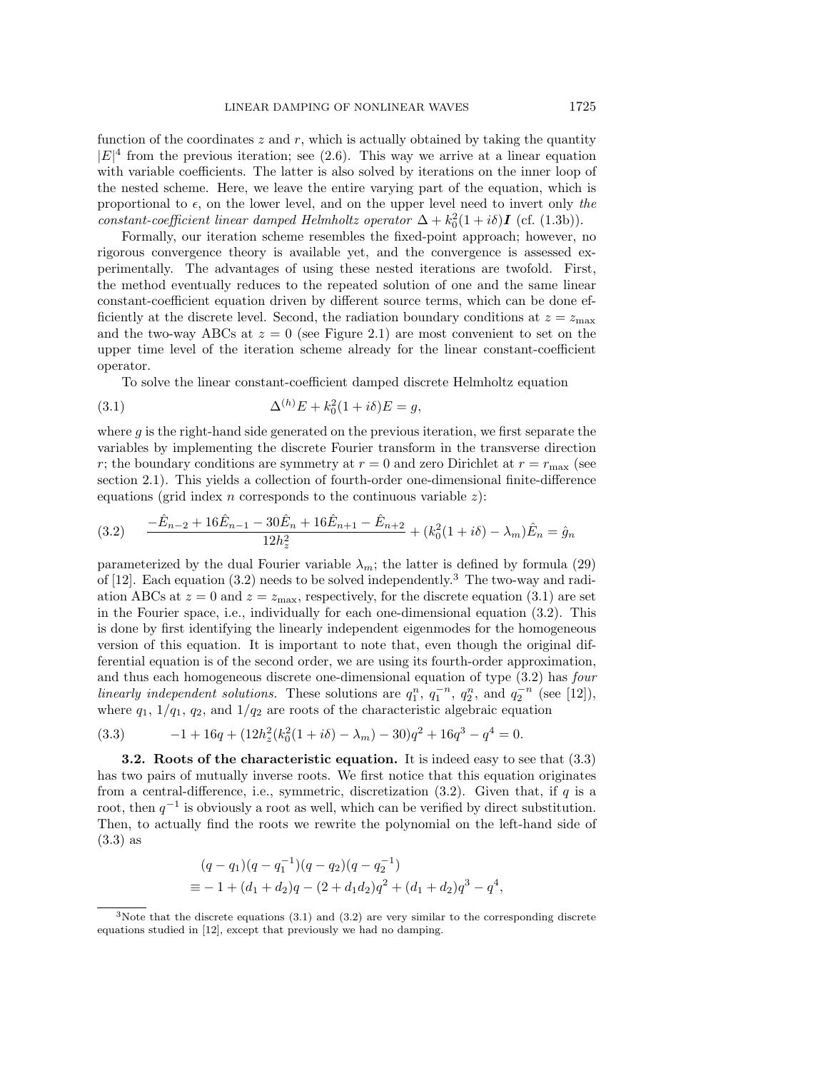function of the coordinates $z$ and $r$, which is actually obtained by taking the quantity $|E|^4$ from the previous iteration; see (2.6). This way we arrive at a linear equation with variable coefficients. The latter is also solved by iterations on the inner loop of the nested scheme. Here, we leave the entire varying part of the equation, which is proportional to $\epsilon$, on the lower level, and on the upper level need to invert only *the constant-coefficient linear damped Helmholtz operator* $\Delta + k_0^2(1 + i\delta)\boldsymbol{I}$ (cf. (1.3b)).

Formally, our iteration scheme resembles the fixed-point approach; however, no rigorous convergence theory is available yet, and the convergence is assessed experimentally. The advantages of using these nested iterations are twofold. First, the method eventually reduces to the repeated solution of one and the same linear constant-coefficient equation driven by different source terms, which can be done efficiently at the discrete level. Second, the radiation boundary conditions at $z = z_{\max}$ and the two-way ABCs at $z = 0$ (see Figure 2.1) are most convenient to set on the upper time level of the iteration scheme already for the linear constant-coefficient operator.

To solve the linear constant-coefficient damped discrete Helmholtz equation

$$\Delta^{(h)}E + k_0^2(1 + i\delta)E = g, \tag{3.1}$$

where $g$ is the right-hand side generated on the previous iteration, we first separate the variables by implementing the discrete Fourier transform in the transverse direction $r$; the boundary conditions are symmetry at $r = 0$ and zero Dirichlet at $r = r_{\max}$ (see section 2.1). This yields a collection of fourth-order one-dimensional finite-difference equations (grid index $n$ corresponds to the continuous variable $z$):

$$\frac{-\hat{E}_{n-2} + 16\hat{E}_{n-1} - 30\hat{E}_n + 16\hat{E}_{n+1} - \hat{E}_{n+2}}{12h_z^2} + (k_0^2(1 + i\delta) - \lambda_m)\hat{E}_n = \hat{g}_n \tag{3.2}$$

parameterized by the dual Fourier variable $\lambda_m$; the latter is defined by formula (29) of [12]. Each equation (3.2) needs to be solved independently.[3] The two-way and radiation ABCs at $z = 0$ and $z = z_{\max}$, respectively, for the discrete equation (3.1) are set in the Fourier space, i.e., individually for each one-dimensional equation (3.2). This is done by first identifying the linearly independent eigenmodes for the homogeneous version of this equation. It is important to note that, even though the original differential equation is of the second order, we are using its fourth-order approximation, and thus each homogeneous discrete one-dimensional equation of type (3.2) has *four linearly independent solutions.* These solutions are $q_1^n$, $q_1^{-n}$, $q_2^n$, and $q_2^{-n}$ (see [12]), where $q_1$, $1/q_1$, $q_2$, and $1/q_2$ are roots of the characteristic algebraic equation

$$-1 + 16q + (12h_z^2(k_0^2(1 + i\delta) - \lambda_m) - 30)q^2 + 16q^3 - q^4 = 0. \tag{3.3}$$

**3.2. Roots of the characteristic equation.** It is indeed easy to see that (3.3) has two pairs of mutually inverse roots. We first notice that this equation originates from a central-difference, i.e., symmetric, discretization (3.2). Given that, if $q$ is a root, then $q^{-1}$ is obviously a root as well, which can be verified by direct substitution. Then, to actually find the roots we rewrite the polynomial on the left-hand side of (3.3) as

$$\begin{aligned}
&(q - q_1)(q - q_1^{-1})(q - q_2)(q - q_2^{-1}) \\
&\equiv -1 + (d_1 + d_2)q - (2 + d_1 d_2)q^2 + (d_1 + d_2)q^3 - q^4,
\end{aligned}$$

[3] Note that the discrete equations (3.1) and (3.2) are very similar to the corresponding discrete equations studied in [12], except that previously we had no damping.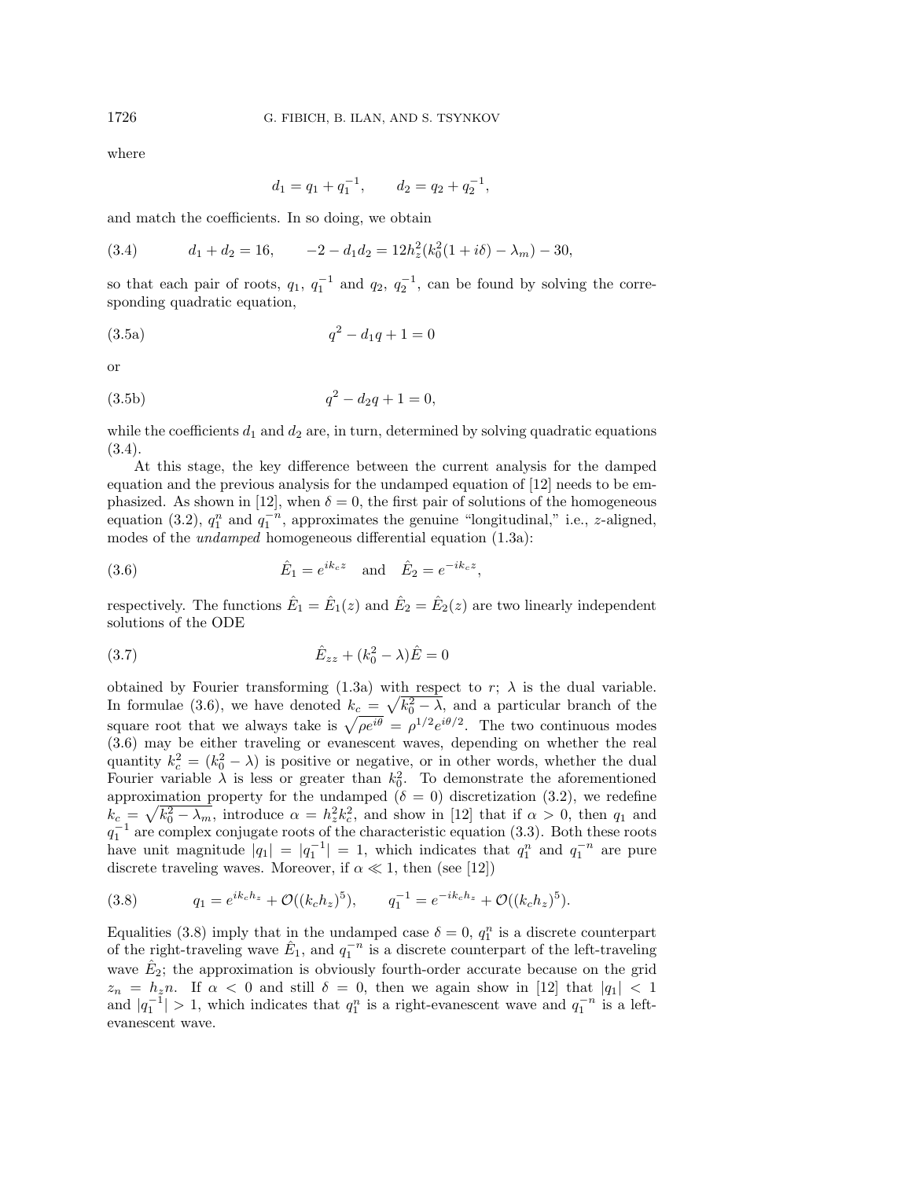where

$$d_1 = q_1 + q_1^{-1}, \qquad d_2 = q_2 + q_2^{-1},$$

and match the coefficients. In so doing, we obtain

$$d_1 + d_2 = 16, \qquad -2 - d_1 d_2 = 12h_z^2(k_0^2(1 + i\delta) - \lambda_m) - 30, \tag{3.4}$$

so that each pair of roots, $q_1$, $q_1^{-1}$ and $q_2$, $q_2^{-1}$, can be found by solving the corresponding quadratic equation,

$$q^2 - d_1 q + 1 = 0 \tag{3.5a}$$

or

$$q^2 - d_2 q + 1 = 0, \tag{3.5b}$$

while the coefficients $d_1$ and $d_2$ are, in turn, determined by solving quadratic equations (3.4).

At this stage, the key difference between the current analysis for the damped equation and the previous analysis for the undamped equation of [12] needs to be emphasized. As shown in [12], when $\delta = 0$, the first pair of solutions of the homogeneous equation (3.2), $q_1^n$ and $q_1^{-n}$, approximates the genuine "longitudinal," i.e., $z$-aligned, modes of the *undamped* homogeneous differential equation (1.3a):

$$\hat{E}_1 = e^{ik_c z} \quad \text{and} \quad \hat{E}_2 = e^{-ik_c z}, \tag{3.6}$$

respectively. The functions $\hat{E}_1 = \hat{E}_1(z)$ and $\hat{E}_2 = \hat{E}_2(z)$ are two linearly independent solutions of the ODE

$$\hat{E}_{zz} + (k_0^2 - \lambda)\hat{E} = 0 \tag{3.7}$$

obtained by Fourier transforming (1.3a) with respect to $r$; $\lambda$ is the dual variable. In formulae (3.6), we have denoted $k_c = \sqrt{k_0^2 - \lambda}$, and a particular branch of the square root that we always take is $\sqrt{\rho e^{i\theta}} = \rho^{1/2} e^{i\theta/2}$. The two continuous modes (3.6) may be either traveling or evanescent waves, depending on whether the real quantity $k_c^2 = (k_0^2 - \lambda)$ is positive or negative, or in other words, whether the dual Fourier variable $\lambda$ is less or greater than $k_0^2$. To demonstrate the aforementioned approximation property for the undamped ($\delta = 0$) discretization (3.2), we redefine $k_c = \sqrt{k_0^2 - \lambda_m}$, introduce $\alpha = h_z^2 k_c^2$, and show in [12] that if $\alpha > 0$, then $q_1$ and $q_1^{-1}$ are complex conjugate roots of the characteristic equation (3.3). Both these roots have unit magnitude $|q_1| = |q_1^{-1}| = 1$, which indicates that $q_1^n$ and $q_1^{-n}$ are pure discrete traveling waves. Moreover, if $\alpha \ll 1$, then (see [12])

$$q_1 = e^{ik_c h_z} + \mathcal{O}((k_c h_z)^5), \qquad q_1^{-1} = e^{-ik_c h_z} + \mathcal{O}((k_c h_z)^5). \tag{3.8}$$

Equalities (3.8) imply that in the undamped case $\delta = 0$, $q_1^n$ is a discrete counterpart of the right-traveling wave $\hat{E}_1$, and $q_1^{-n}$ is a discrete counterpart of the left-traveling wave $\hat{E}_2$; the approximation is obviously fourth-order accurate because on the grid $z_n = h_z n$. If $\alpha < 0$ and still $\delta = 0$, then we again show in [12] that $|q_1| < 1$ and $|q_1^{-1}| > 1$, which indicates that $q_1^n$ is a right-evanescent wave and $q_1^{-n}$ is a left-evanescent wave.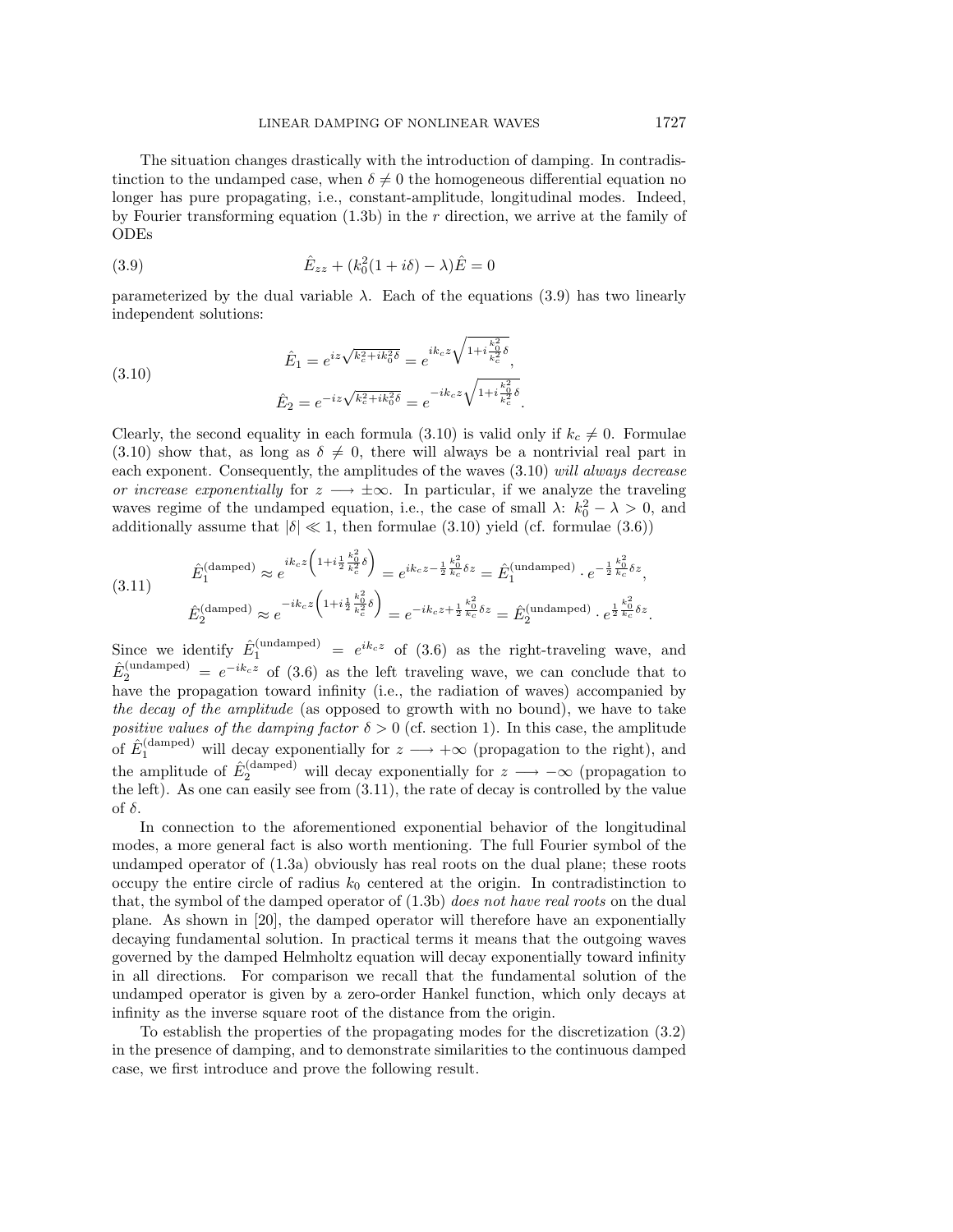The situation changes drastically with the introduction of damping. In contradistinction to the undamped case, when $\delta \neq 0$ the homogeneous differential equation no longer has pure propagating, i.e., constant-amplitude, longitudinal modes. Indeed, by Fourier transforming equation (1.3b) in the $r$ direction, we arrive at the family of ODEs

$$\hat{E}_{zz} + (k_0^2(1+i\delta) - \lambda)\hat{E} = 0 \tag{3.9}$$

parameterized by the dual variable $\lambda$. Each of the equations (3.9) has two linearly independent solutions:

$$\begin{aligned} \hat{E}_1 &= e^{iz\sqrt{k_c^2 + ik_0^2\delta}} = e^{ik_c z\sqrt{1+i\frac{k_0^2}{k_c^2}\delta}}, \\ \hat{E}_2 &= e^{-iz\sqrt{k_c^2 + ik_0^2\delta}} = e^{-ik_c z\sqrt{1+i\frac{k_0^2}{k_c^2}\delta}}. \end{aligned} \tag{3.10}$$

Clearly, the second equality in each formula (3.10) is valid only if $k_c \neq 0$. Formulae (3.10) show that, as long as $\delta \neq 0$, there will always be a nontrivial real part in each exponent. Consequently, the amplitudes of the waves (3.10) *will always decrease or increase exponentially* for $z \longrightarrow \pm\infty$. In particular, if we analyze the traveling waves regime of the undamped equation, i.e., the case of small $\lambda$: $k_0^2 - \lambda > 0$, and additionally assume that $|\delta| \ll 1$, then formulae (3.10) yield (cf. formulae (3.6))

$$\begin{aligned} \hat{E}_1^{(\text{damped})} &\approx e^{ik_c z\left(1+i\frac{1}{2}\frac{k_0^2}{k_c^2}\delta\right)} = e^{ik_c z - \frac{1}{2}\frac{k_0^2}{k_c}\delta z} = \hat{E}_1^{(\text{undamped})} \cdot e^{-\frac{1}{2}\frac{k_0^2}{k_c}\delta z}, \\ \hat{E}_2^{(\text{damped})} &\approx e^{-ik_c z\left(1+i\frac{1}{2}\frac{k_0^2}{k_c^2}\delta\right)} = e^{-ik_c z + \frac{1}{2}\frac{k_0^2}{k_c}\delta z} = \hat{E}_2^{(\text{undamped})} \cdot e^{\frac{1}{2}\frac{k_0^2}{k_c}\delta z}. \end{aligned} \tag{3.11}$$

Since we identify $\hat{E}_1^{(\text{undamped})} = e^{ik_c z}$ of (3.6) as the right-traveling wave, and $\hat{E}_2^{(\text{undamped})} = e^{-ik_c z}$ of (3.6) as the left traveling wave, we can conclude that to have the propagation toward infinity (i.e., the radiation of waves) accompanied by *the decay of the amplitude* (as opposed to growth with no bound), we have to take *positive values of the damping factor* $\delta > 0$ (cf. section 1). In this case, the amplitude of $\hat{E}_1^{(\text{damped})}$ will decay exponentially for $z \longrightarrow +\infty$ (propagation to the right), and the amplitude of $\hat{E}_2^{(\text{damped})}$ will decay exponentially for $z \longrightarrow -\infty$ (propagation to the left). As one can easily see from (3.11), the rate of decay is controlled by the value of $\delta$.

In connection to the aforementioned exponential behavior of the longitudinal modes, a more general fact is also worth mentioning. The full Fourier symbol of the undamped operator of (1.3a) obviously has real roots on the dual plane; these roots occupy the entire circle of radius $k_0$ centered at the origin. In contradistinction to that, the symbol of the damped operator of (1.3b) *does not have real roots* on the dual plane. As shown in [20], the damped operator will therefore have an exponentially decaying fundamental solution. In practical terms it means that the outgoing waves governed by the damped Helmholtz equation will decay exponentially toward infinity in all directions. For comparison we recall that the fundamental solution of the undamped operator is given by a zero-order Hankel function, which only decays at infinity as the inverse square root of the distance from the origin.

To establish the properties of the propagating modes for the discretization (3.2) in the presence of damping, and to demonstrate similarities to the continuous damped case, we first introduce and prove the following result.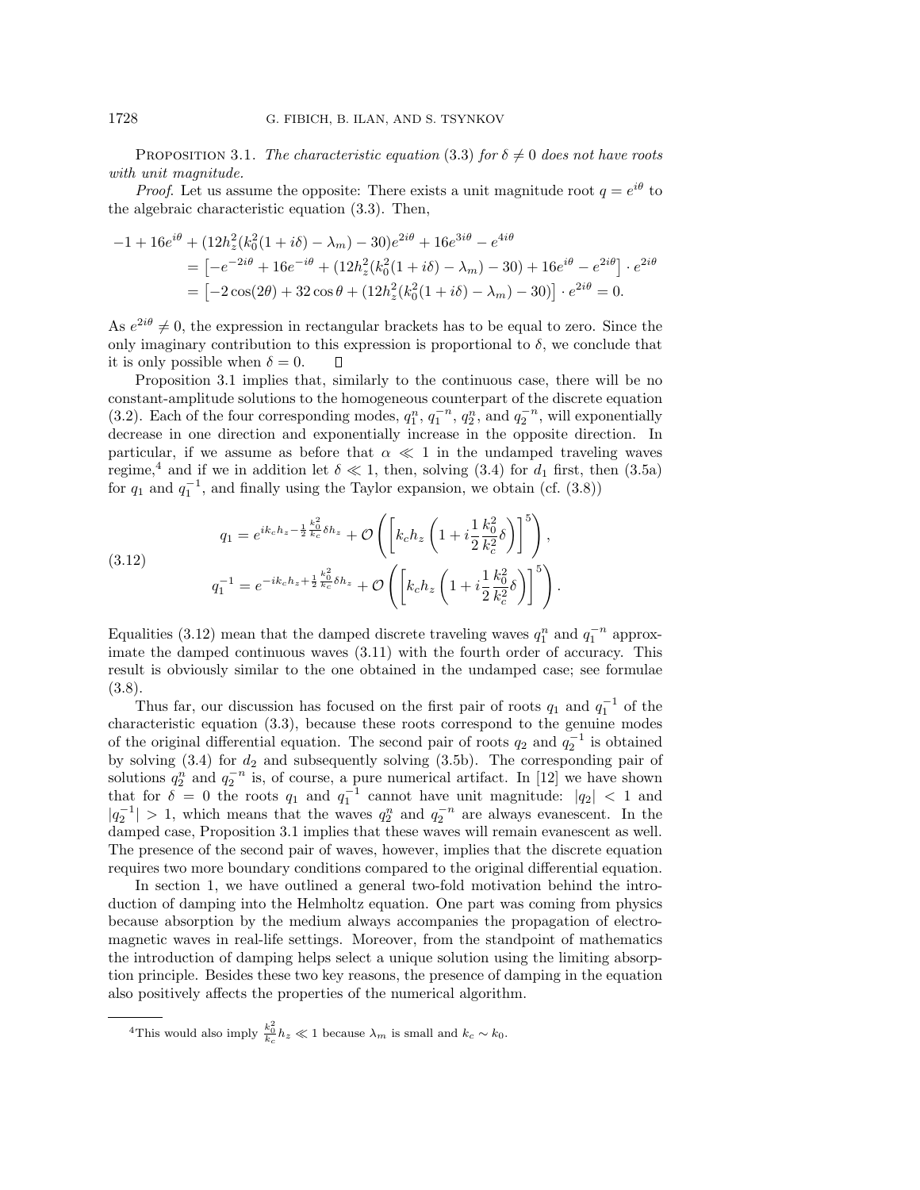**Proposition 3.1.** *The characteristic equation (3.3) for $\delta \neq 0$ does not have roots with unit magnitude.*

*Proof.* Let us assume the opposite: There exists a unit magnitude root $q = e^{i\theta}$ to the algebraic characteristic equation (3.3). Then,

$$
\begin{aligned}
-1 + 16e^{i\theta} &+ (12h_z^2(k_0^2(1+i\delta) - \lambda_m) - 30)e^{2i\theta} + 16e^{3i\theta} - e^{4i\theta} \\
&= \left[-e^{-2i\theta} + 16e^{-i\theta} + (12h_z^2(k_0^2(1+i\delta) - \lambda_m) - 30) + 16e^{i\theta} - e^{2i\theta}\right] \cdot e^{2i\theta} \\
&= \left[-2\cos(2\theta) + 32\cos\theta + (12h_z^2(k_0^2(1+i\delta) - \lambda_m) - 30)\right] \cdot e^{2i\theta} = 0.
\end{aligned}
$$

As $e^{2i\theta} \neq 0$, the expression in rectangular brackets has to be equal to zero. Since the only imaginary contribution to this expression is proportional to $\delta$, we conclude that it is only possible when $\delta = 0$. ◻

Proposition 3.1 implies that, similarly to the continuous case, there will be no constant-amplitude solutions to the homogeneous counterpart of the discrete equation (3.2). Each of the four corresponding modes, $q_1^n$, $q_1^{-n}$, $q_2^n$, and $q_2^{-n}$, will exponentially decrease in one direction and exponentially increase in the opposite direction. In particular, if we assume as before that $\alpha \ll 1$ in the undamped traveling waves regime,[4] and if we in addition let $\delta \ll 1$, then, solving (3.4) for $d_1$ first, then (3.5a) for $q_1$ and $q_1^{-1}$, and finally using the Taylor expansion, we obtain (cf. (3.8))

$$
\begin{aligned}
q_1 &= e^{ik_ch_z - \frac{1}{2}\frac{k_0^2}{k_c}\delta h_z} + \mathcal{O}\left(\left[k_ch_z\left(1 + i\frac{1}{2}\frac{k_0^2}{k_c^2}\delta\right)\right]^5\right), \\
q_1^{-1} &= e^{-ik_ch_z + \frac{1}{2}\frac{k_0^2}{k_c}\delta h_z} + \mathcal{O}\left(\left[k_ch_z\left(1 + i\frac{1}{2}\frac{k_0^2}{k_c^2}\delta\right)\right]^5\right).
\end{aligned}
\tag{3.12}
$$

Equalities (3.12) mean that the damped discrete traveling waves $q_1^n$ and $q_1^{-n}$ approximate the damped continuous waves (3.11) with the fourth order of accuracy. This result is obviously similar to the one obtained in the undamped case; see formulae (3.8).

Thus far, our discussion has focused on the first pair of roots $q_1$ and $q_1^{-1}$ of the characteristic equation (3.3), because these roots correspond to the genuine modes of the original differential equation. The second pair of roots $q_2$ and $q_2^{-1}$ is obtained by solving (3.4) for $d_2$ and subsequently solving (3.5b). The corresponding pair of solutions $q_2^n$ and $q_2^{-n}$ is, of course, a pure numerical artifact. In [12] we have shown that for $\delta = 0$ the roots $q_1$ and $q_1^{-1}$ cannot have unit magnitude: $|q_2| < 1$ and $|q_2^{-1}| > 1$, which means that the waves $q_2^n$ and $q_2^{-n}$ are always evanescent. In the damped case, Proposition 3.1 implies that these waves will remain evanescent as well. The presence of the second pair of waves, however, implies that the discrete equation requires two more boundary conditions compared to the original differential equation.

In section 1, we have outlined a general two-fold motivation behind the introduction of damping into the Helmholtz equation. One part was coming from physics because absorption by the medium always accompanies the propagation of electromagnetic waves in real-life settings. Moreover, from the standpoint of mathematics the introduction of damping helps select a unique solution using the limiting absorption principle. Besides these two key reasons, the presence of damping in the equation also positively affects the properties of the numerical algorithm.

[4] This would also imply $\frac{k_0^2}{k_c}h_z \ll 1$ because $\lambda_m$ is small and $k_c \sim k_0$.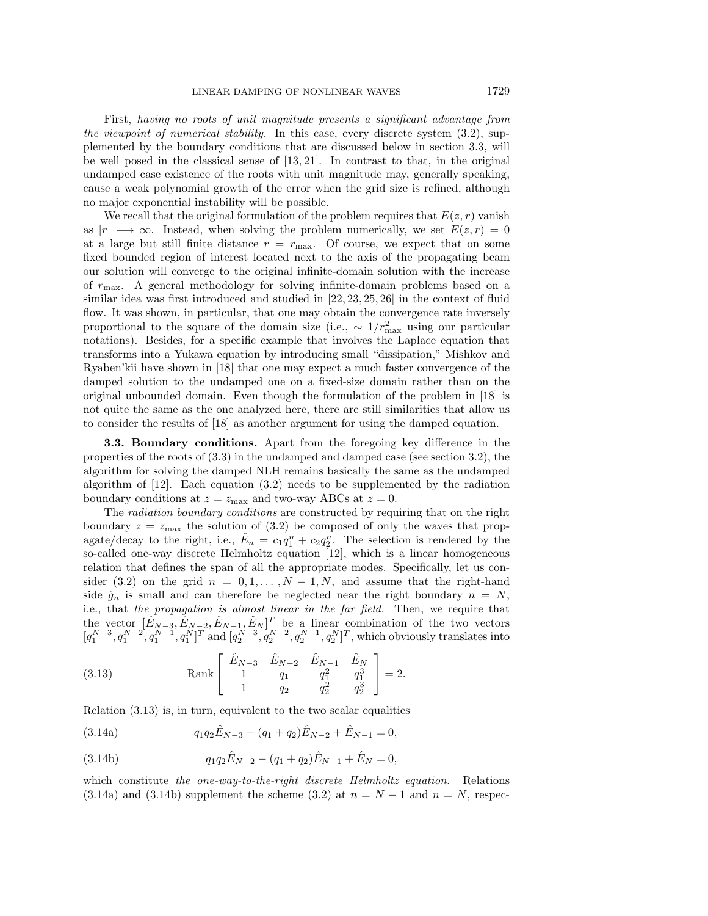First, *having no roots of unit magnitude presents a significant advantage from the viewpoint of numerical stability.* In this case, every discrete system (3.2), supplemented by the boundary conditions that are discussed below in section 3.3, will be well posed in the classical sense of [13, 21]. In contrast to that, in the original undamped case existence of the roots with unit magnitude may, generally speaking, cause a weak polynomial growth of the error when the grid size is refined, although no major exponential instability will be possible.

We recall that the original formulation of the problem requires that $E(z, r)$ vanish as $|r| \longrightarrow \infty$. Instead, when solving the problem numerically, we set $E(z, r) = 0$ at a large but still finite distance $r = r_{\max}$. Of course, we expect that on some fixed bounded region of interest located next to the axis of the propagating beam our solution will converge to the original infinite-domain solution with the increase of $r_{\max}$. A general methodology for solving infinite-domain problems based on a similar idea was first introduced and studied in [22, 23, 25, 26] in the context of fluid flow. It was shown, in particular, that one may obtain the convergence rate inversely proportional to the square of the domain size (i.e., $\sim 1/r_{\max}^2$ using our particular notations). Besides, for a specific example that involves the Laplace equation that transforms into a Yukawa equation by introducing small "dissipation," Mishkov and Ryaben'kii have shown in [18] that one may expect a much faster convergence of the damped solution to the undamped one on a fixed-size domain rather than on the original unbounded domain. Even though the formulation of the problem in [18] is not quite the same as the one analyzed here, there are still similarities that allow us to consider the results of [18] as another argument for using the damped equation.

**3.3. Boundary conditions.** Apart from the foregoing key difference in the properties of the roots of (3.3) in the undamped and damped case (see section 3.2), the algorithm for solving the damped NLH remains basically the same as the undamped algorithm of [12]. Each equation (3.2) needs to be supplemented by the radiation boundary conditions at $z = z_{\max}$ and two-way ABCs at $z = 0$.

The *radiation boundary conditions* are constructed by requiring that on the right boundary $z = z_{\max}$ the solution of (3.2) be composed of only the waves that propagate/decay to the right, i.e., $\hat{E}_n = c_1 q_1^n + c_2 q_2^n$. The selection is rendered by the so-called one-way discrete Helmholtz equation [12], which is a linear homogeneous relation that defines the span of all the appropriate modes. Specifically, let us consider (3.2) on the grid $n = 0, 1, \ldots, N-1, N$, and assume that the right-hand side $\hat{g}_n$ is small and can therefore be neglected near the right boundary $n = N$, i.e., that *the propagation is almost linear in the far field.* Then, we require that the vector $[\hat{E}_{N-3}, \hat{E}_{N-2}, \hat{E}_{N-1}, \hat{E}_N]^T$ be a linear combination of the two vectors $[q_1^{N-3}, q_1^{N-2}, q_1^{N-1}, q_1^N]^T$ and $[q_2^{N-3}, q_2^{N-2}, q_2^{N-1}, q_2^N]^T$, which obviously translates into

$$\text{Rank} \begin{bmatrix} \hat{E}_{N-3} & \hat{E}_{N-2} & \hat{E}_{N-1} & \hat{E}_N \\ 1 & q_1 & q_1^2 & q_1^3 \\ 1 & q_2 & q_2^2 & q_2^3 \end{bmatrix} = 2. \tag{3.13}$$

Relation (3.13) is, in turn, equivalent to the two scalar equalities

$$q_1 q_2 \hat{E}_{N-3} - (q_1 + q_2)\hat{E}_{N-2} + \hat{E}_{N-1} = 0, \tag{3.14a}$$

$$q_1 q_2 \hat{E}_{N-2} - (q_1 + q_2)\hat{E}_{N-1} + \hat{E}_N = 0, \tag{3.14b}$$

which constitute *the one-way-to-the-right discrete Helmholtz equation.* Relations (3.14a) and (3.14b) supplement the scheme (3.2) at $n = N-1$ and $n = N$, respec-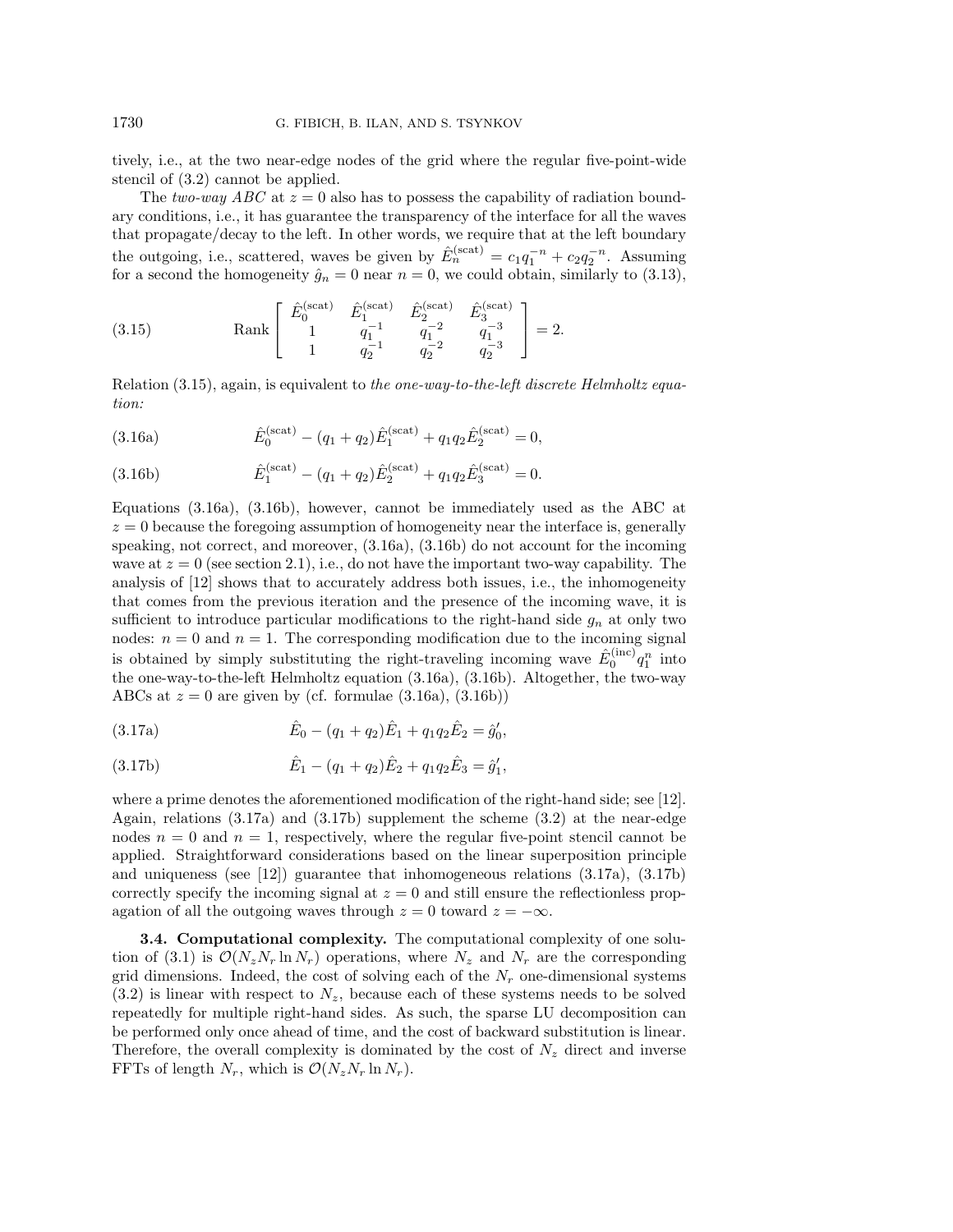tively, i.e., at the two near-edge nodes of the grid where the regular five-point-wide stencil of (3.2) cannot be applied.

The *two-way ABC* at $z = 0$ also has to possess the capability of radiation boundary conditions, i.e., it has guarantee the transparency of the interface for all the waves that propagate/decay to the left. In other words, we require that at the left boundary the outgoing, i.e., scattered, waves be given by $\hat{E}_n^{(\text{scat})} = c_1 q_1^{-n} + c_2 q_2^{-n}$. Assuming for a second the homogeneity $\hat{g}_n = 0$ near $n = 0$, we could obtain, similarly to (3.13),

$$\text{Rank} \begin{bmatrix} \hat{E}_0^{(\text{scat})} & \hat{E}_1^{(\text{scat})} & \hat{E}_2^{(\text{scat})} & \hat{E}_3^{(\text{scat})} \\ 1 & q_1^{-1} & q_1^{-2} & q_1^{-3} \\ 1 & q_2^{-1} & q_2^{-2} & q_2^{-3} \end{bmatrix} = 2. \tag{3.15}$$

Relation (3.15), again, is equivalent to *the one-way-to-the-left discrete Helmholtz equation:*

$$\hat{E}_0^{(\text{scat})} - (q_1 + q_2)\hat{E}_1^{(\text{scat})} + q_1 q_2 \hat{E}_2^{(\text{scat})} = 0, \tag{3.16a}$$

$$\hat{E}_1^{(\text{scat})} - (q_1 + q_2)\hat{E}_2^{(\text{scat})} + q_1 q_2 \hat{E}_3^{(\text{scat})} = 0. \tag{3.16b}$$

Equations (3.16a), (3.16b), however, cannot be immediately used as the ABC at $z = 0$ because the foregoing assumption of homogeneity near the interface is, generally speaking, not correct, and moreover, (3.16a), (3.16b) do not account for the incoming wave at $z = 0$ (see section 2.1), i.e., do not have the important two-way capability. The analysis of [12] shows that to accurately address both issues, i.e., the inhomogeneity that comes from the previous iteration and the presence of the incoming wave, it is sufficient to introduce particular modifications to the right-hand side $g_n$ at only two nodes: $n = 0$ and $n = 1$. The corresponding modification due to the incoming signal is obtained by simply substituting the right-traveling incoming wave $\hat{E}_0^{(\text{inc})} q_1^n$ into the one-way-to-the-left Helmholtz equation (3.16a), (3.16b). Altogether, the two-way ABCs at $z = 0$ are given by (cf. formulae (3.16a), (3.16b))

$$\hat{E}_0 - (q_1 + q_2)\hat{E}_1 + q_1 q_2 \hat{E}_2 = \hat{g}_0', \tag{3.17a}$$

$$\hat{E}_1 - (q_1 + q_2)\hat{E}_2 + q_1 q_2 \hat{E}_3 = \hat{g}_1', \tag{3.17b}$$

where a prime denotes the aforementioned modification of the right-hand side; see [12]. Again, relations (3.17a) and (3.17b) supplement the scheme (3.2) at the near-edge nodes $n = 0$ and $n = 1$, respectively, where the regular five-point stencil cannot be applied. Straightforward considerations based on the linear superposition principle and uniqueness (see [12]) guarantee that inhomogeneous relations (3.17a), (3.17b) correctly specify the incoming signal at $z = 0$ and still ensure the reflectionless propagation of all the outgoing waves through $z = 0$ toward $z = -\infty$.

**3.4. Computational complexity.** The computational complexity of one solution of (3.1) is $\mathcal{O}(N_z N_r \ln N_r)$ operations, where $N_z$ and $N_r$ are the corresponding grid dimensions. Indeed, the cost of solving each of the $N_r$ one-dimensional systems (3.2) is linear with respect to $N_z$, because each of these systems needs to be solved repeatedly for multiple right-hand sides. As such, the sparse LU decomposition can be performed only once ahead of time, and the cost of backward substitution is linear. Therefore, the overall complexity is dominated by the cost of $N_z$ direct and inverse FFTs of length $N_r$, which is $\mathcal{O}(N_z N_r \ln N_r)$.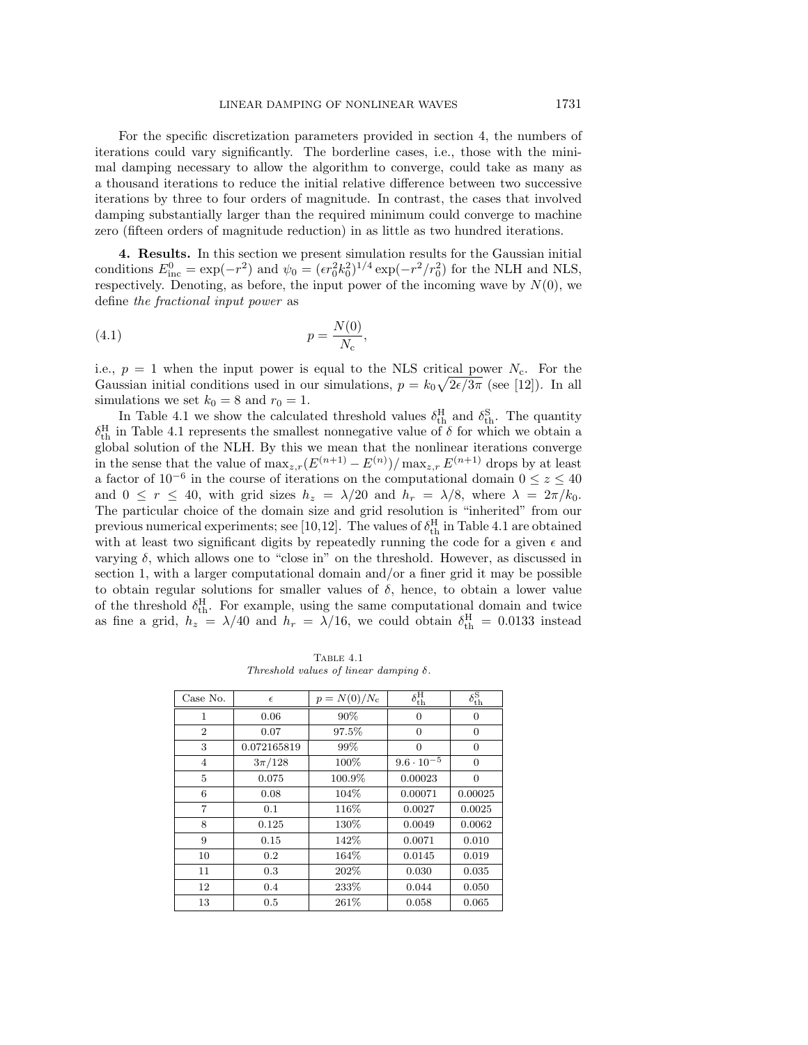For the specific discretization parameters provided in section 4, the numbers of iterations could vary significantly. The borderline cases, i.e., those with the minimal damping necessary to allow the algorithm to converge, could take as many as a thousand iterations to reduce the initial relative difference between two successive iterations by three to four orders of magnitude. In contrast, the cases that involved damping substantially larger than the required minimum could converge to machine zero (fifteen orders of magnitude reduction) in as little as two hundred iterations.

**4. Results.** In this section we present simulation results for the Gaussian initial conditions $E^0_{\rm inc} = \exp(-r^2)$ and $\psi_0 = (\epsilon r_0^2 k_0^2)^{1/4} \exp(-r^2/r_0^2)$ for the NLH and NLS, respectively. Denoting, as before, the input power of the incoming wave by $N(0)$, we define *the fractional input power* as

$$p = \frac{N(0)}{N_{\rm c}}, \tag{4.1}$$

i.e., $p = 1$ when the input power is equal to the NLS critical power $N_{\rm c}$. For the Gaussian initial conditions used in our simulations, $p = k_0\sqrt{2\epsilon/3\pi}$ (see [12]). In all simulations we set $k_0 = 8$ and $r_0 = 1$.

In Table 4.1 we show the calculated threshold values $\delta^{\rm H}_{\rm th}$ and $\delta^{\rm S}_{\rm th}$. The quantity $\delta^{\rm H}_{\rm th}$ in Table 4.1 represents the smallest nonnegative value of $\delta$ for which we obtain a global solution of the NLH. By this we mean that the nonlinear iterations converge in the sense that the value of $\max_{z,r}(E^{(n+1)} - E^{(n)})/\max_{z,r} E^{(n+1)}$ drops by at least a factor of $10^{-6}$ in the course of iterations on the computational domain $0 \le z \le 40$ and $0 \le r \le 40$, with grid sizes $h_z = \lambda/20$ and $h_r = \lambda/8$, where $\lambda = 2\pi/k_0$. The particular choice of the domain size and grid resolution is "inherited" from our previous numerical experiments; see [10,12]. The values of $\delta^{\rm H}_{\rm th}$ in Table 4.1 are obtained with at least two significant digits by repeatedly running the code for a given $\epsilon$ and varying $\delta$, which allows one to "close in" on the threshold. However, as discussed in section 1, with a larger computational domain and/or a finer grid it may be possible to obtain regular solutions for smaller values of $\delta$, hence, to obtain a lower value of the threshold $\delta^{\rm H}_{\rm th}$. For example, using the same computational domain and twice as fine a grid, $h_z = \lambda/40$ and $h_r = \lambda/16$, we could obtain $\delta^{\rm H}_{\rm th} = 0.0133$ instead

Table 4.1
*Threshold values of linear damping $\delta$.*

| Case No. | $\epsilon$ | $p = N(0)/N_{\rm c}$ | $\delta^{\rm H}_{\rm th}$ | $\delta^{\rm S}_{\rm th}$ |
|---|---|---|---|---|
| 1 | 0.06 | 90% | 0 | 0 |
| 2 | 0.07 | 97.5% | 0 | 0 |
| 3 | 0.072165819 | 99% | 0 | 0 |
| 4 | $3\pi/128$ | 100% | $9.6 \cdot 10^{-5}$ | 0 |
| 5 | 0.075 | 100.9% | 0.00023 | 0 |
| 6 | 0.08 | 104% | 0.00071 | 0.00025 |
| 7 | 0.1 | 116% | 0.0027 | 0.0025 |
| 8 | 0.125 | 130% | 0.0049 | 0.0062 |
| 9 | 0.15 | 142% | 0.0071 | 0.010 |
| 10 | 0.2 | 164% | 0.0145 | 0.019 |
| 11 | 0.3 | 202% | 0.030 | 0.035 |
| 12 | 0.4 | 233% | 0.044 | 0.050 |
| 13 | 0.5 | 261% | 0.058 | 0.065 |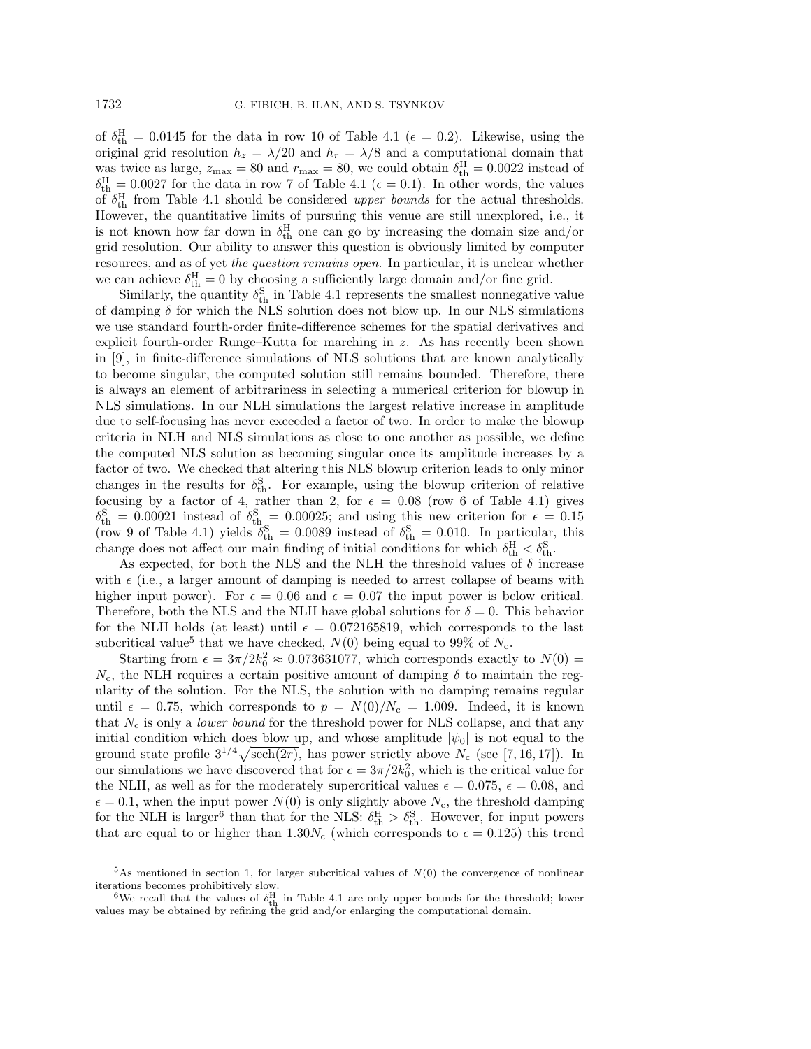of $\delta_{\rm th}^{\rm H} = 0.0145$ for the data in row 10 of Table 4.1 ($\epsilon = 0.2$). Likewise, using the original grid resolution $h_z = \lambda/20$ and $h_r = \lambda/8$ and a computational domain that was twice as large, $z_{\max} = 80$ and $r_{\max} = 80$, we could obtain $\delta_{\rm th}^{\rm H} = 0.0022$ instead of $\delta_{\rm th}^{\rm H} = 0.0027$ for the data in row 7 of Table 4.1 ($\epsilon = 0.1$). In other words, the values of $\delta_{\rm th}^{\rm H}$ from Table 4.1 should be considered *upper bounds* for the actual thresholds. However, the quantitative limits of pursuing this venue are still unexplored, i.e., it is not known how far down in $\delta_{\rm th}^{\rm H}$ one can go by increasing the domain size and/or grid resolution. Our ability to answer this question is obviously limited by computer resources, and as of yet *the question remains open.* In particular, it is unclear whether we can achieve $\delta_{\rm th}^{\rm H} = 0$ by choosing a sufficiently large domain and/or fine grid.

Similarly, the quantity $\delta_{\rm th}^{\rm S}$ in Table 4.1 represents the smallest nonnegative value of damping $\delta$ for which the NLS solution does not blow up. In our NLS simulations we use standard fourth-order finite-difference schemes for the spatial derivatives and explicit fourth-order Runge–Kutta for marching in $z$. As has recently been shown in [9], in finite-difference simulations of NLS solutions that are known analytically to become singular, the computed solution still remains bounded. Therefore, there is always an element of arbitrariness in selecting a numerical criterion for blowup in NLS simulations. In our NLH simulations the largest relative increase in amplitude due to self-focusing has never exceeded a factor of two. In order to make the blowup criteria in NLH and NLS simulations as close to one another as possible, we define the computed NLS solution as becoming singular once its amplitude increases by a factor of two. We checked that altering this NLS blowup criterion leads to only minor changes in the results for $\delta_{\rm th}^{\rm S}$. For example, using the blowup criterion of relative focusing by a factor of 4, rather than 2, for $\epsilon = 0.08$ (row 6 of Table 4.1) gives $\delta_{\rm th}^{\rm S} = 0.00021$ instead of $\delta_{\rm th}^{\rm S} = 0.00025$; and using this new criterion for $\epsilon = 0.15$ (row 9 of Table 4.1) yields $\delta_{\rm th}^{\rm S} = 0.0089$ instead of $\delta_{\rm th}^{\rm S} = 0.010$. In particular, this change does not affect our main finding of initial conditions for which $\delta_{\rm th}^{\rm H} < \delta_{\rm th}^{\rm S}$.

As expected, for both the NLS and the NLH the threshold values of $\delta$ increase with $\epsilon$ (i.e., a larger amount of damping is needed to arrest collapse of beams with higher input power). For $\epsilon = 0.06$ and $\epsilon = 0.07$ the input power is below critical. Therefore, both the NLS and the NLH have global solutions for $\delta = 0$. This behavior for the NLH holds (at least) until $\epsilon = 0.072165819$, which corresponds to the last subcritical value[5] that we have checked, $N(0)$ being equal to 99% of $N_{\rm c}$.

Starting from $\epsilon = 3\pi/2k_0^2 \approx 0.073631077$, which corresponds exactly to $N(0) = N_{\rm c}$, the NLH requires a certain positive amount of damping $\delta$ to maintain the regularity of the solution. For the NLS, the solution with no damping remains regular until $\epsilon = 0.75$, which corresponds to $p = N(0)/N_{\rm c} = 1.009$. Indeed, it is known that $N_{\rm c}$ is only a *lower bound* for the threshold power for NLS collapse, and that any initial condition which does blow up, and whose amplitude $|\psi_0|$ is not equal to the ground state profile $3^{1/4}\sqrt{\operatorname{sech}(2r)}$, has power strictly above $N_{\rm c}$ (see [7, 16, 17]). In our simulations we have discovered that for $\epsilon = 3\pi/2k_0^2$, which is the critical value for the NLH, as well as for the moderately supercritical values $\epsilon = 0.075$, $\epsilon = 0.08$, and $\epsilon = 0.1$, when the input power $N(0)$ is only slightly above $N_{\rm c}$, the threshold damping for the NLH is larger[6] than that for the NLS: $\delta_{\rm th}^{\rm H} > \delta_{\rm th}^{\rm S}$. However, for input powers that are equal to or higher than $1.30N_{\rm c}$ (which corresponds to $\epsilon = 0.125$) this trend

---

[5] As mentioned in section 1, for larger subcritical values of $N(0)$ the convergence of nonlinear iterations becomes prohibitively slow.

[6] We recall that the values of $\delta_{\rm th}^{\rm H}$ in Table 4.1 are only upper bounds for the threshold; lower values may be obtained by refining the grid and/or enlarging the computational domain.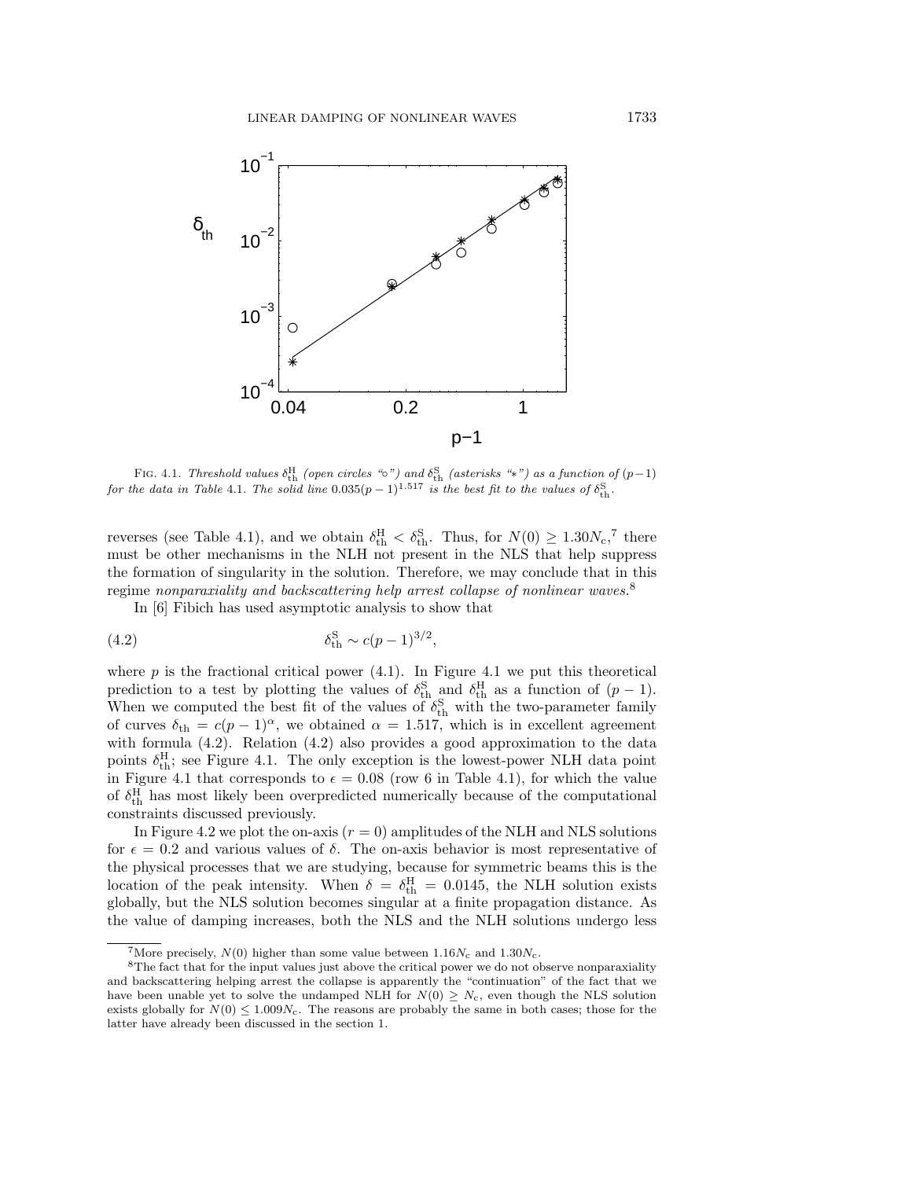FIG. 4.1. *Threshold values $\delta_{\rm th}^{\rm H}$ (open circles "∘") and $\delta_{\rm th}^{\rm S}$ (asterisks "∗") as a function of $(p-1)$ for the data in Table 4.1. The solid line $0.035(p-1)^{1.517}$ is the best fit to the values of $\delta_{\rm th}^{\rm S}$.*

reverses (see Table 4.1), and we obtain $\delta_{\rm th}^{\rm H} < \delta_{\rm th}^{\rm S}$. Thus, for $N(0) \geq 1.30N_{\rm c}$,[7] there must be other mechanisms in the NLH not present in the NLS that help suppress the formation of singularity in the solution. Therefore, we may conclude that in this regime *nonparaxiality and backscattering help arrest collapse of nonlinear waves.*[8]

In [6] Fibich has used asymptotic analysis to show that

$$\delta_{\rm th}^{\rm S} \sim c(p-1)^{3/2}, \tag{4.2}$$

where $p$ is the fractional critical power (4.1). In Figure 4.1 we put this theoretical prediction to a test by plotting the values of $\delta_{\rm th}^{\rm S}$ and $\delta_{\rm th}^{\rm H}$ as a function of $(p-1)$. When we computed the best fit of the values of $\delta_{\rm th}^{\rm S}$ with the two-parameter family of curves $\delta_{\rm th} = c(p-1)^{\alpha}$, we obtained $\alpha = 1.517$, which is in excellent agreement with formula (4.2). Relation (4.2) also provides a good approximation to the data points $\delta_{\rm th}^{\rm H}$; see Figure 4.1. The only exception is the lowest-power NLH data point in Figure 4.1 that corresponds to $\epsilon = 0.08$ (row 6 in Table 4.1), for which the value of $\delta_{\rm th}^{\rm H}$ has most likely been overpredicted numerically because of the computational constraints discussed previously.

In Figure 4.2 we plot the on-axis ($r = 0$) amplitudes of the NLH and NLS solutions for $\epsilon = 0.2$ and various values of $\delta$. The on-axis behavior is most representative of the physical processes that we are studying, because for symmetric beams this is the location of the peak intensity. When $\delta = \delta_{\rm th}^{\rm H} = 0.0145$, the NLH solution exists globally, but the NLS solution becomes singular at a finite propagation distance. As the value of damping increases, both the NLS and the NLH solutions undergo less

[7] More precisely, $N(0)$ higher than some value between $1.16N_{\rm c}$ and $1.30N_{\rm c}$.

[8] The fact that for the input values just above the critical power we do not observe nonparaxiality and backscattering helping arrest the collapse is apparently the "continuation" of the fact that we have been unable yet to solve the undamped NLH for $N(0) \geq N_{\rm c}$, even though the NLS solution exists globally for $N(0) \leq 1.009N_{\rm c}$. The reasons are probably the same in both cases; those for the latter have already been discussed in the section 1.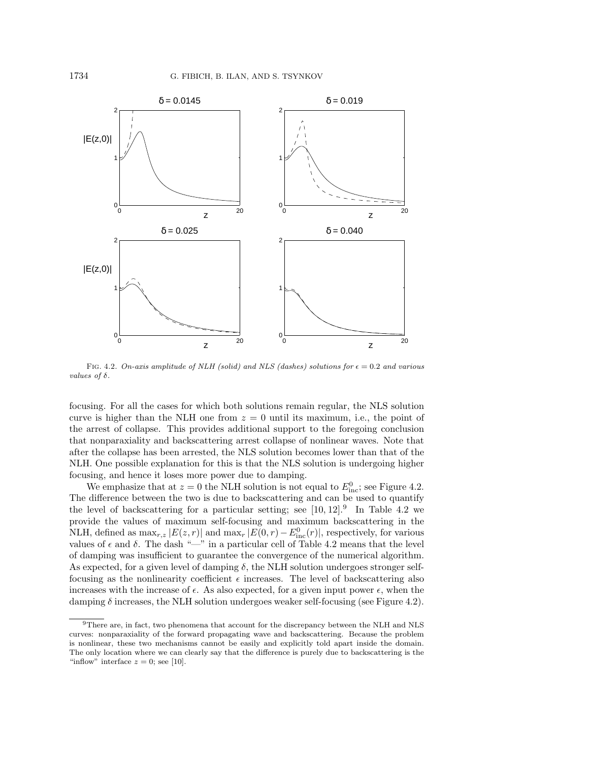FIG. 4.2. *On-axis amplitude of NLH (solid) and NLS (dashes) solutions for $\epsilon = 0.2$ and various values of $\delta$.*

focusing. For all the cases for which both solutions remain regular, the NLS solution curve is higher than the NLH one from $z = 0$ until its maximum, i.e., the point of the arrest of collapse. This provides additional support to the foregoing conclusion that nonparaxiality and backscattering arrest collapse of nonlinear waves. Note that after the collapse has been arrested, the NLS solution becomes lower than that of the NLH. One possible explanation for this is that the NLS solution is undergoing higher focusing, and hence it loses more power due to damping.

We emphasize that at $z = 0$ the NLH solution is not equal to $E^0_{\text{inc}}$; see Figure 4.2. The difference between the two is due to backscattering and can be used to quantify the level of backscattering for a particular setting; see [10, 12].[9] In Table 4.2 we provide the values of maximum self-focusing and maximum backscattering in the NLH, defined as $\max_{r,z} |E(z, r)|$ and $\max_r |E(0, r) - E^0_{\text{inc}}(r)|$, respectively, for various values of $\epsilon$ and $\delta$. The dash "—" in a particular cell of Table 4.2 means that the level of damping was insufficient to guarantee the convergence of the numerical algorithm. As expected, for a given level of damping $\delta$, the NLH solution undergoes stronger self-focusing as the nonlinearity coefficient $\epsilon$ increases. The level of backscattering also increases with the increase of $\epsilon$. As also expected, for a given input power $\epsilon$, when the damping $\delta$ increases, the NLH solution undergoes weaker self-focusing (see Figure 4.2).

[9] There are, in fact, two phenomena that account for the discrepancy between the NLH and NLS curves: nonparaxiality of the forward propagating wave and backscattering. Because the problem is nonlinear, these two mechanisms cannot be easily and explicitly told apart inside the domain. The only location where we can clearly say that the difference is purely due to backscattering is the "inflow" interface $z = 0$; see [10].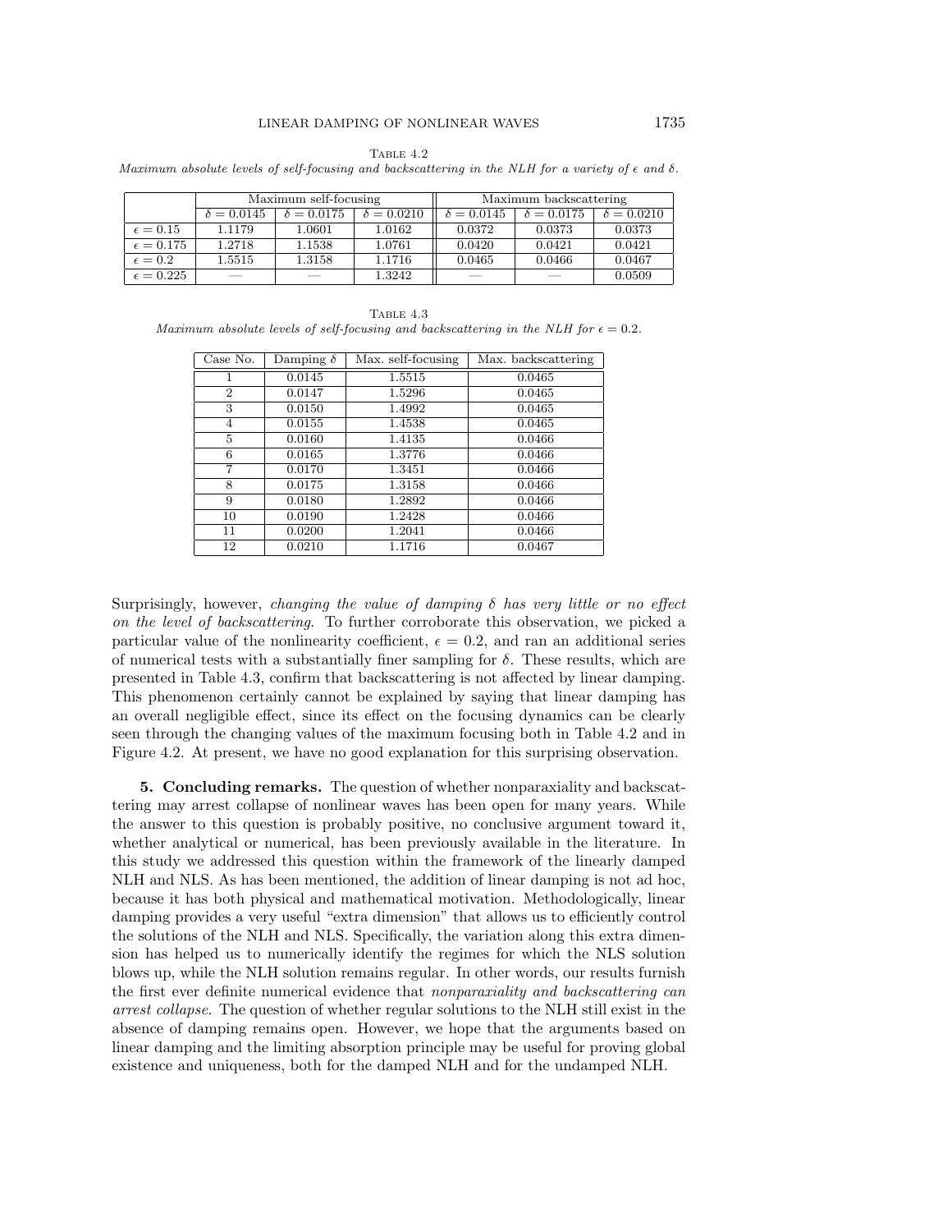Table 4.2

*Maximum absolute levels of self-focusing and backscattering in the NLH for a variety of $\epsilon$ and $\delta$.*

| | Maximum self-focusing | | | Maximum backscattering | | |
|---|---|---|---|---|---|---|
| | $\delta = 0.0145$ | $\delta = 0.0175$ | $\delta = 0.0210$ | $\delta = 0.0145$ | $\delta = 0.0175$ | $\delta = 0.0210$ |
| $\epsilon = 0.15$ | 1.1179 | 1.0601 | 1.0162 | 0.0372 | 0.0373 | 0.0373 |
| $\epsilon = 0.175$ | 1.2718 | 1.1538 | 1.0761 | 0.0420 | 0.0421 | 0.0421 |
| $\epsilon = 0.2$ | 1.5515 | 1.3158 | 1.1716 | 0.0465 | 0.0466 | 0.0467 |
| $\epsilon = 0.225$ | — | — | 1.3242 | — | — | 0.0509 |

Table 4.3

*Maximum absolute levels of self-focusing and backscattering in the NLH for $\epsilon = 0.2$.*

| Case No. | Damping $\delta$ | Max. self-focusing | Max. backscattering |
|---|---|---|---|
| 1 | 0.0145 | 1.5515 | 0.0465 |
| 2 | 0.0147 | 1.5296 | 0.0465 |
| 3 | 0.0150 | 1.4992 | 0.0465 |
| 4 | 0.0155 | 1.4538 | 0.0465 |
| 5 | 0.0160 | 1.4135 | 0.0466 |
| 6 | 0.0165 | 1.3776 | 0.0466 |
| 7 | 0.0170 | 1.3451 | 0.0466 |
| 8 | 0.0175 | 1.3158 | 0.0466 |
| 9 | 0.0180 | 1.2892 | 0.0466 |
| 10 | 0.0190 | 1.2428 | 0.0466 |
| 11 | 0.0200 | 1.2041 | 0.0466 |
| 12 | 0.0210 | 1.1716 | 0.0467 |

Surprisingly, however, *changing the value of damping $\delta$ has very little or no effect on the level of backscattering*. To further corroborate this observation, we picked a particular value of the nonlinearity coefficient, $\epsilon = 0.2$, and ran an additional series of numerical tests with a substantially finer sampling for $\delta$. These results, which are presented in Table 4.3, confirm that backscattering is not affected by linear damping. This phenomenon certainly cannot be explained by saying that linear damping has an overall negligible effect, since its effect on the focusing dynamics can be clearly seen through the changing values of the maximum focusing both in Table 4.2 and in Figure 4.2. At present, we have no good explanation for this surprising observation.

**5. Concluding remarks.** The question of whether nonparaxiality and backscattering may arrest collapse of nonlinear waves has been open for many years. While the answer to this question is probably positive, no conclusive argument toward it, whether analytical or numerical, has been previously available in the literature. In this study we addressed this question within the framework of the linearly damped NLH and NLS. As has been mentioned, the addition of linear damping is not ad hoc, because it has both physical and mathematical motivation. Methodologically, linear damping provides a very useful "extra dimension" that allows us to efficiently control the solutions of the NLH and NLS. Specifically, the variation along this extra dimension has helped us to numerically identify the regimes for which the NLS solution blows up, while the NLH solution remains regular. In other words, our results furnish the first ever definite numerical evidence that *nonparaxiality and backscattering can arrest collapse.* The question of whether regular solutions to the NLH still exist in the absence of damping remains open. However, we hope that the arguments based on linear damping and the limiting absorption principle may be useful for proving global existence and uniqueness, both for the damped NLH and for the undamped NLH.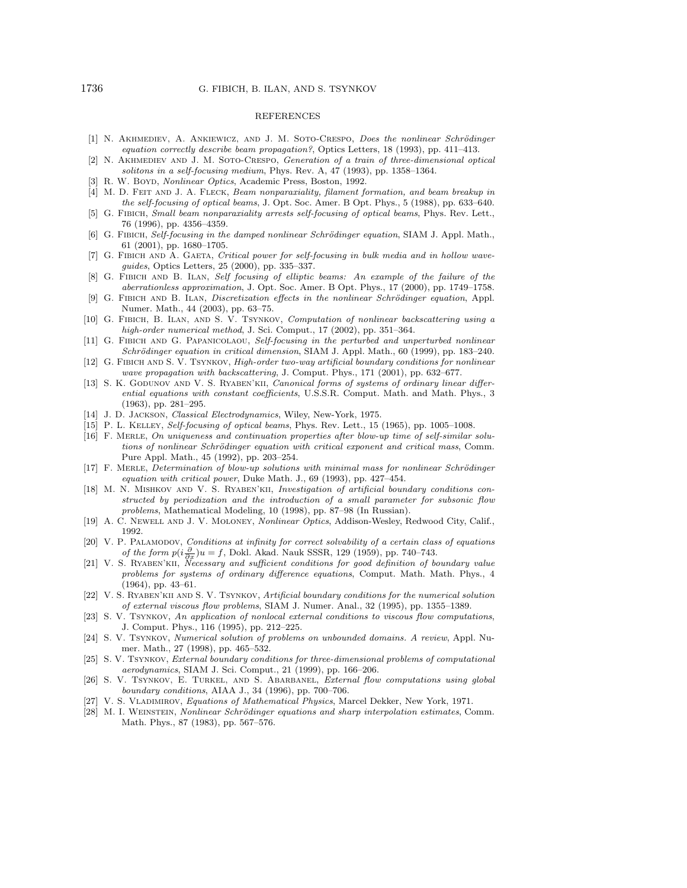## REFERENCES

[1] N. Akhmediev, A. Ankiewicz, and J. M. Soto-Crespo, *Does the nonlinear Schrödinger equation correctly describe beam propagation?*, Optics Letters, 18 (1993), pp. 411–413.

[2] N. Akhmediev and J. M. Soto-Crespo, *Generation of a train of three-dimensional optical solitons in a self-focusing medium*, Phys. Rev. A, 47 (1993), pp. 1358–1364.

[3] R. W. Boyd, *Nonlinear Optics*, Academic Press, Boston, 1992.

[4] M. D. Feit and J. A. Fleck, *Beam nonparaxiality, filament formation, and beam breakup in the self-focusing of optical beams*, J. Opt. Soc. Amer. B Opt. Phys., 5 (1988), pp. 633–640.

[5] G. Fibich, *Small beam nonparaxiality arrests self-focusing of optical beams*, Phys. Rev. Lett., 76 (1996), pp. 4356–4359.

[6] G. Fibich, *Self-focusing in the damped nonlinear Schrödinger equation*, SIAM J. Appl. Math., 61 (2001), pp. 1680–1705.

[7] G. Fibich and A. Gaeta, *Critical power for self-focusing in bulk media and in hollow waveguides*, Optics Letters, 25 (2000), pp. 335–337.

[8] G. Fibich and B. Ilan, *Self focusing of elliptic beams: An example of the failure of the aberrationless approximation*, J. Opt. Soc. Amer. B Opt. Phys., 17 (2000), pp. 1749–1758.

[9] G. Fibich and B. Ilan, *Discretization effects in the nonlinear Schrödinger equation*, Appl. Numer. Math., 44 (2003), pp. 63–75.

[10] G. Fibich, B. Ilan, and S. V. Tsynkov, *Computation of nonlinear backscattering using a high-order numerical method*, J. Sci. Comput., 17 (2002), pp. 351–364.

[11] G. Fibich and G. Papanicolaou, *Self-focusing in the perturbed and unperturbed nonlinear Schrödinger equation in critical dimension*, SIAM J. Appl. Math., 60 (1999), pp. 183–240.

[12] G. Fibich and S. V. Tsynkov, *High-order two-way artificial boundary conditions for nonlinear wave propagation with backscattering*, J. Comput. Phys., 171 (2001), pp. 632–677.

[13] S. K. Godunov and V. S. Ryaben'kii, *Canonical forms of systems of ordinary linear differential equations with constant coefficients*, U.S.S.R. Comput. Math. and Math. Phys., 3 (1963), pp. 281–295.

[14] J. D. Jackson, *Classical Electrodynamics*, Wiley, New-York, 1975.

[15] P. L. Kelley, *Self-focusing of optical beams*, Phys. Rev. Lett., 15 (1965), pp. 1005–1008.

[16] F. Merle, *On uniqueness and continuation properties after blow-up time of self-similar solutions of nonlinear Schrödinger equation with critical exponent and critical mass*, Comm. Pure Appl. Math., 45 (1992), pp. 203–254.

[17] F. Merle, *Determination of blow-up solutions with minimal mass for nonlinear Schrödinger equation with critical power*, Duke Math. J., 69 (1993), pp. 427–454.

[18] M. N. Mishkov and V. S. Ryaben'kii, *Investigation of artificial boundary conditions constructed by periodization and the introduction of a small parameter for subsonic flow problems*, Mathematical Modeling, 10 (1998), pp. 87–98 (In Russian).

[19] A. C. Newell and J. V. Moloney, *Nonlinear Optics*, Addison-Wesley, Redwood City, Calif., 1992.

[20] V. P. Palamodov, *Conditions at infinity for correct solvability of a certain class of equations of the form $p(i\frac{\partial}{\partial x})u = f$*, Dokl. Akad. Nauk SSSR, 129 (1959), pp. 740–743.

[21] V. S. Ryaben'kii, *Necessary and sufficient conditions for good definition of boundary value problems for systems of ordinary difference equations*, Comput. Math. Math. Phys., 4 (1964), pp. 43–61.

[22] V. S. Ryaben'kii and S. V. Tsynkov, *Artificial boundary conditions for the numerical solution of external viscous flow problems*, SIAM J. Numer. Anal., 32 (1995), pp. 1355–1389.

[23] S. V. Tsynkov, *An application of nonlocal external conditions to viscous flow computations*, J. Comput. Phys., 116 (1995), pp. 212–225.

[24] S. V. Tsynkov, *Numerical solution of problems on unbounded domains. A review*, Appl. Numer. Math., 27 (1998), pp. 465–532.

[25] S. V. Tsynkov, *External boundary conditions for three-dimensional problems of computational aerodynamics*, SIAM J. Sci. Comput., 21 (1999), pp. 166–206.

[26] S. V. Tsynkov, E. Turkel, and S. Abarbanel, *External flow computations using global boundary conditions*, AIAA J., 34 (1996), pp. 700–706.

[27] V. S. Vladimirov, *Equations of Mathematical Physics*, Marcel Dekker, New York, 1971.

[28] M. I. Weinstein, *Nonlinear Schrödinger equations and sharp interpolation estimates*, Comm. Math. Phys., 87 (1983), pp. 567–576.